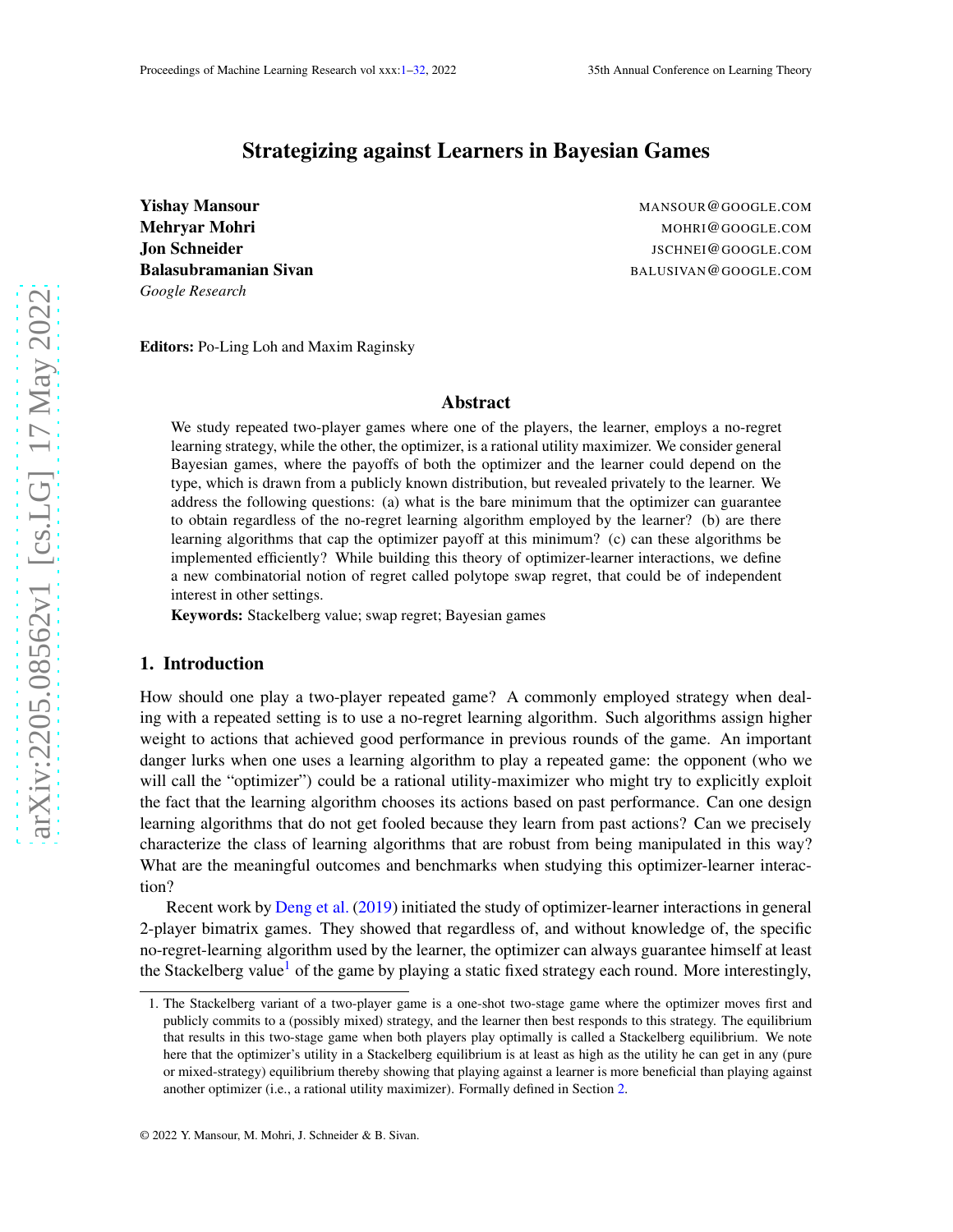# Strategizing against Learners in Bayesian Games

**Yishay Mansour** MANSOUR@GOOGLE.COM
**Mehryar Mohri** MOHRI@GOOGLE.COM
**Jon Schneider** JSCHNEI@GOOGLE.COM
**Balasubramanian Sivan** BALUSIVAN@GOOGLE.COM
*Google Research*

**Editors:** Po-Ling Loh and Maxim Raginsky

## Abstract

We study repeated two-player games where one of the players, the learner, employs a no-regret learning strategy, while the other, the optimizer, is a rational utility maximizer. We consider general Bayesian games, where the payoffs of both the optimizer and the learner could depend on the type, which is drawn from a publicly known distribution, but revealed privately to the learner. We address the following questions: (a) what is the bare minimum that the optimizer can guarantee to obtain regardless of the no-regret learning algorithm employed by the learner? (b) are there learning algorithms that cap the optimizer payoff at this minimum? (c) can these algorithms be implemented efficiently? While building this theory of optimizer-learner interactions, we define a new combinatorial notion of regret called polytope swap regret, that could be of independent interest in other settings.

**Keywords:** Stackelberg value; swap regret; Bayesian games

## 1. Introduction

How should one play a two-player repeated game? A commonly employed strategy when dealing with a repeated setting is to use a no-regret learning algorithm. Such algorithms assign higher weight to actions that achieved good performance in previous rounds of the game. An important danger lurks when one uses a learning algorithm to play a repeated game: the opponent (who we will call the "optimizer") could be a rational utility-maximizer who might try to explicitly exploit the fact that the learning algorithm chooses its actions based on past performance. Can one design learning algorithms that do not get fooled because they learn from past actions? Can we precisely characterize the class of learning algorithms that are robust from being manipulated in this way? What are the meaningful outcomes and benchmarks when studying this optimizer-learner interaction?

Recent work by Deng et al. (2019) initiated the study of optimizer-learner interactions in general 2-player bimatrix games. They showed that regardless of, and without knowledge of, the specific no-regret-learning algorithm used by the learner, the optimizer can always guarantee himself at least the Stackelberg value[1] of the game by playing a static fixed strategy each round. More interestingly,

1. The Stackelberg variant of a two-player game is a one-shot two-stage game where the optimizer moves first and publicly commits to a (possibly mixed) strategy, and the learner then best responds to this strategy. The equilibrium that results in this two-stage game when both players play optimally is called a Stackelberg equilibrium. We note here that the optimizer's utility in a Stackelberg equilibrium is at least as high as the utility he can get in any (pure or mixed-strategy) equilibrium thereby showing that playing against a learner is more beneficial than playing against another optimizer (i.e., a rational utility maximizer). Formally defined in Section 2.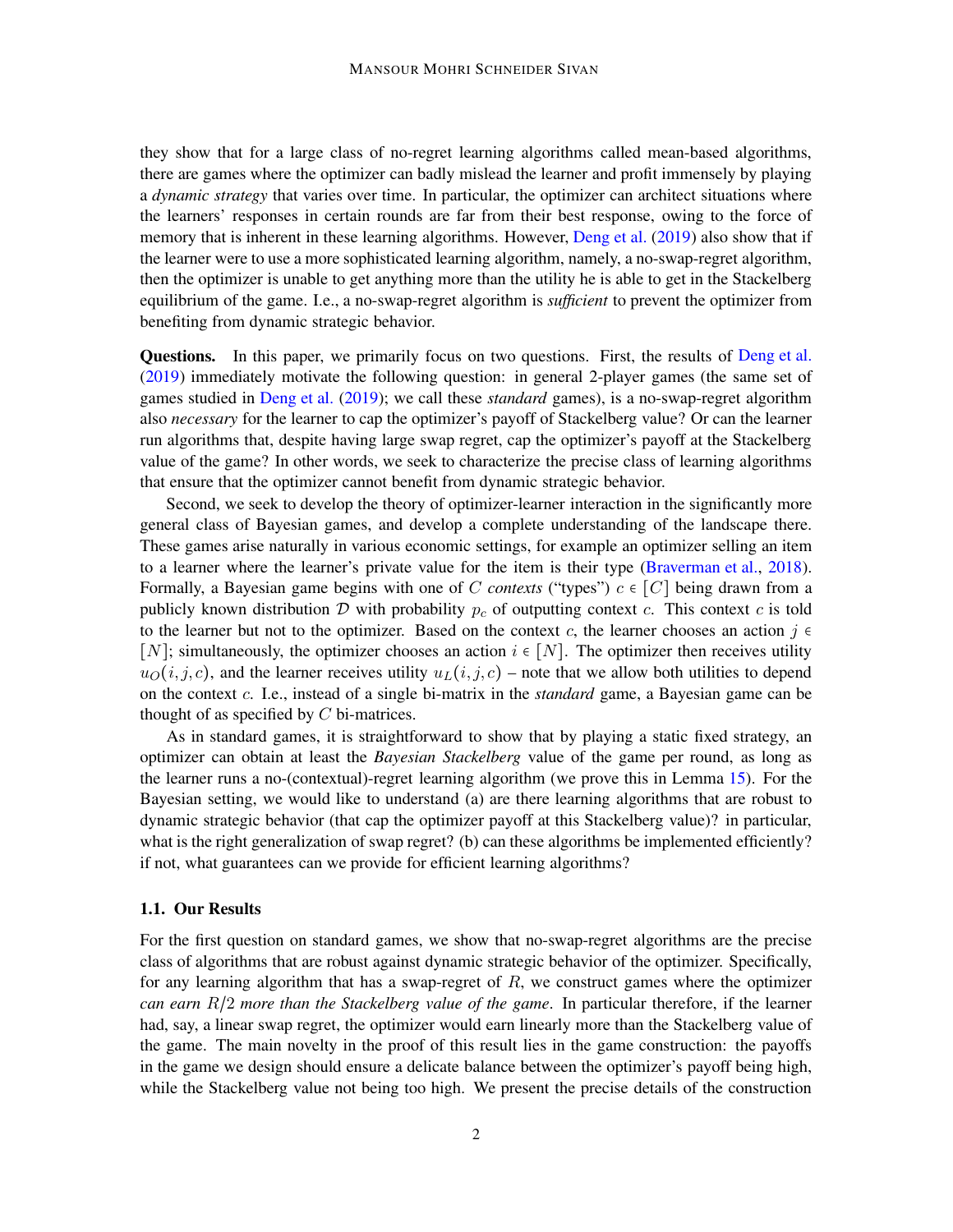they show that for a large class of no-regret learning algorithms called mean-based algorithms, there are games where the optimizer can badly mislead the learner and profit immensely by playing a *dynamic strategy* that varies over time. In particular, the optimizer can architect situations where the learners' responses in certain rounds are far from their best response, owing to the force of memory that is inherent in these learning algorithms. However, Deng et al. (2019) also show that if the learner were to use a more sophisticated learning algorithm, namely, a no-swap-regret algorithm, then the optimizer is unable to get anything more than the utility he is able to get in the Stackelberg equilibrium of the game. I.e., a no-swap-regret algorithm is *sufficient* to prevent the optimizer from benefiting from dynamic strategic behavior.

**Questions.** In this paper, we primarily focus on two questions. First, the results of Deng et al. (2019) immediately motivate the following question: in general 2-player games (the same set of games studied in Deng et al. (2019); we call these *standard* games), is a no-swap-regret algorithm also *necessary* for the learner to cap the optimizer's payoff of Stackelberg value? Or can the learner run algorithms that, despite having large swap regret, cap the optimizer's payoff at the Stackelberg value of the game? In other words, we seek to characterize the precise class of learning algorithms that ensure that the optimizer cannot benefit from dynamic strategic behavior.

Second, we seek to develop the theory of optimizer-learner interaction in the significantly more general class of Bayesian games, and develop a complete understanding of the landscape there. These games arise naturally in various economic settings, for example an optimizer selling an item to a learner where the learner's private value for the item is their type (Braverman et al., 2018). Formally, a Bayesian game begins with one of $C$ *contexts* ("types") $c \in [C]$ being drawn from a publicly known distribution $\mathcal{D}$ with probability $p_c$ of outputting context $c$. This context $c$ is told to the learner but not to the optimizer. Based on the context $c$, the learner chooses an action $j \in [N]$; simultaneously, the optimizer chooses an action $i \in [N]$. The optimizer then receives utility $u_O(i, j, c)$, and the learner receives utility $u_L(i, j, c)$ – note that we allow both utilities to depend on the context $c$. I.e., instead of a single bi-matrix in the *standard* game, a Bayesian game can be thought of as specified by $C$ bi-matrices.

As in standard games, it is straightforward to show that by playing a static fixed strategy, an optimizer can obtain at least the *Bayesian Stackelberg* value of the game per round, as long as the learner runs a no-(contextual)-regret learning algorithm (we prove this in Lemma 15). For the Bayesian setting, we would like to understand (a) are there learning algorithms that are robust to dynamic strategic behavior (that cap the optimizer payoff at this Stackelberg value)? in particular, what is the right generalization of swap regret? (b) can these algorithms be implemented efficiently? if not, what guarantees can we provide for efficient learning algorithms?

### 1.1. Our Results

For the first question on standard games, we show that no-swap-regret algorithms are the precise class of algorithms that are robust against dynamic strategic behavior of the optimizer. Specifically, for any learning algorithm that has a swap-regret of $R$, we construct games where the optimizer *can earn $R/2$ more than the Stackelberg value of the game*. In particular therefore, if the learner had, say, a linear swap regret, the optimizer would earn linearly more than the Stackelberg value of the game. The main novelty in the proof of this result lies in the game construction: the payoffs in the game we design should ensure a delicate balance between the optimizer's payoff being high, while the Stackelberg value not being too high. We present the precise details of the construction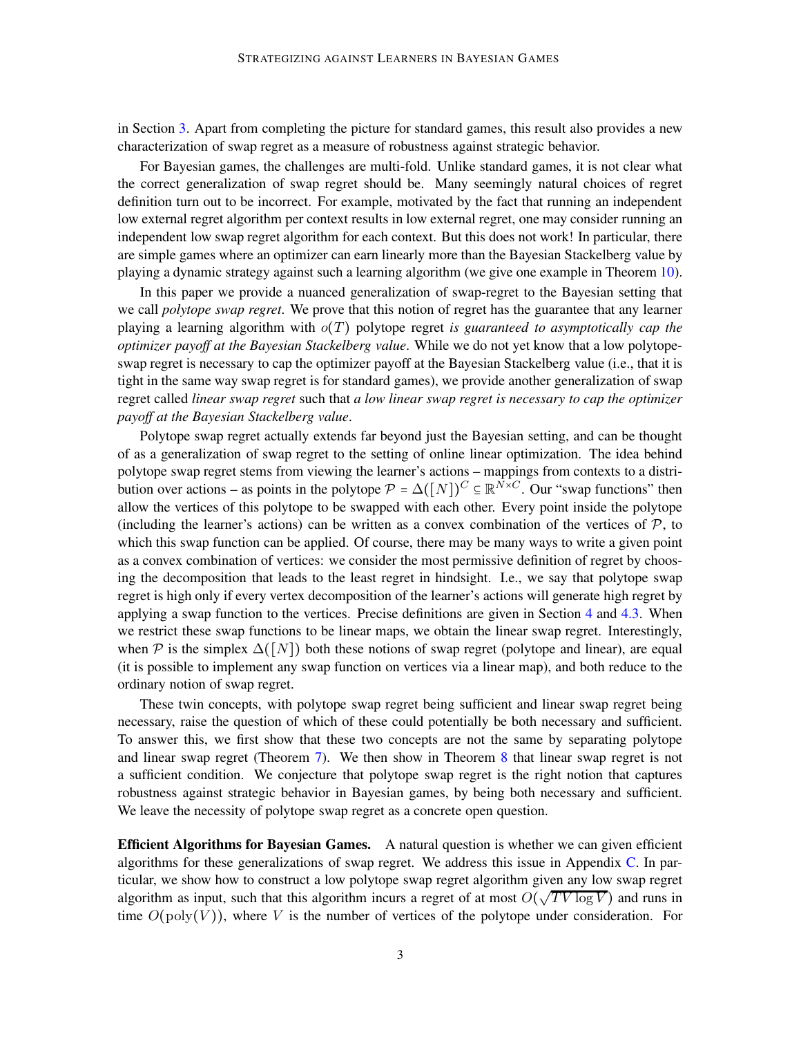in Section 3. Apart from completing the picture for standard games, this result also provides a new characterization of swap regret as a measure of robustness against strategic behavior.

For Bayesian games, the challenges are multi-fold. Unlike standard games, it is not clear what the correct generalization of swap regret should be. Many seemingly natural choices of regret definition turn out to be incorrect. For example, motivated by the fact that running an independent low external regret algorithm per context results in low external regret, one may consider running an independent low swap regret algorithm for each context. But this does not work! In particular, there are simple games where an optimizer can earn linearly more than the Bayesian Stackelberg value by playing a dynamic strategy against such a learning algorithm (we give one example in Theorem 10).

In this paper we provide a nuanced generalization of swap-regret to the Bayesian setting that we call *polytope swap regret*. We prove that this notion of regret has the guarantee that any learner playing a learning algorithm with $o(T)$ polytope regret *is guaranteed to asymptotically cap the optimizer payoff at the Bayesian Stackelberg value*. While we do not yet know that a low polytope-swap regret is necessary to cap the optimizer payoff at the Bayesian Stackelberg value (i.e., that it is tight in the same way swap regret is for standard games), we provide another generalization of swap regret called *linear swap regret* such that *a low linear swap regret is necessary to cap the optimizer payoff at the Bayesian Stackelberg value*.

Polytope swap regret actually extends far beyond just the Bayesian setting, and can be thought of as a generalization of swap regret to the setting of online linear optimization. The idea behind polytope swap regret stems from viewing the learner's actions – mappings from contexts to a distribution over actions – as points in the polytope $\mathcal{P} = \Delta([N])^C \subseteq \mathbb{R}^{N \times C}$. Our "swap functions" then allow the vertices of this polytope to be swapped with each other. Every point inside the polytope (including the learner's actions) can be written as a convex combination of the vertices of $\mathcal{P}$, to which this swap function can be applied. Of course, there may be many ways to write a given point as a convex combination of vertices: we consider the most permissive definition of regret by choosing the decomposition that leads to the least regret in hindsight. I.e., we say that polytope swap regret is high only if every vertex decomposition of the learner's actions will generate high regret by applying a swap function to the vertices. Precise definitions are given in Section 4 and 4.3. When we restrict these swap functions to be linear maps, we obtain the linear swap regret. Interestingly, when $\mathcal{P}$ is the simplex $\Delta([N])$ both these notions of swap regret (polytope and linear), are equal (it is possible to implement any swap function on vertices via a linear map), and both reduce to the ordinary notion of swap regret.

These twin concepts, with polytope swap regret being sufficient and linear swap regret being necessary, raise the question of which of these could potentially be both necessary and sufficient. To answer this, we first show that these two concepts are not the same by separating polytope and linear swap regret (Theorem 7). We then show in Theorem 8 that linear swap regret is not a sufficient condition. We conjecture that polytope swap regret is the right notion that captures robustness against strategic behavior in Bayesian games, by being both necessary and sufficient. We leave the necessity of polytope swap regret as a concrete open question.

**Efficient Algorithms for Bayesian Games.** A natural question is whether we can given efficient algorithms for these generalizations of swap regret. We address this issue in Appendix C. In particular, we show how to construct a low polytope swap regret algorithm given any low swap regret algorithm as input, such that this algorithm incurs a regret of at most $O(\sqrt{TV \log V})$ and runs in time $O(\text{poly}(V))$, where $V$ is the number of vertices of the polytope under consideration. For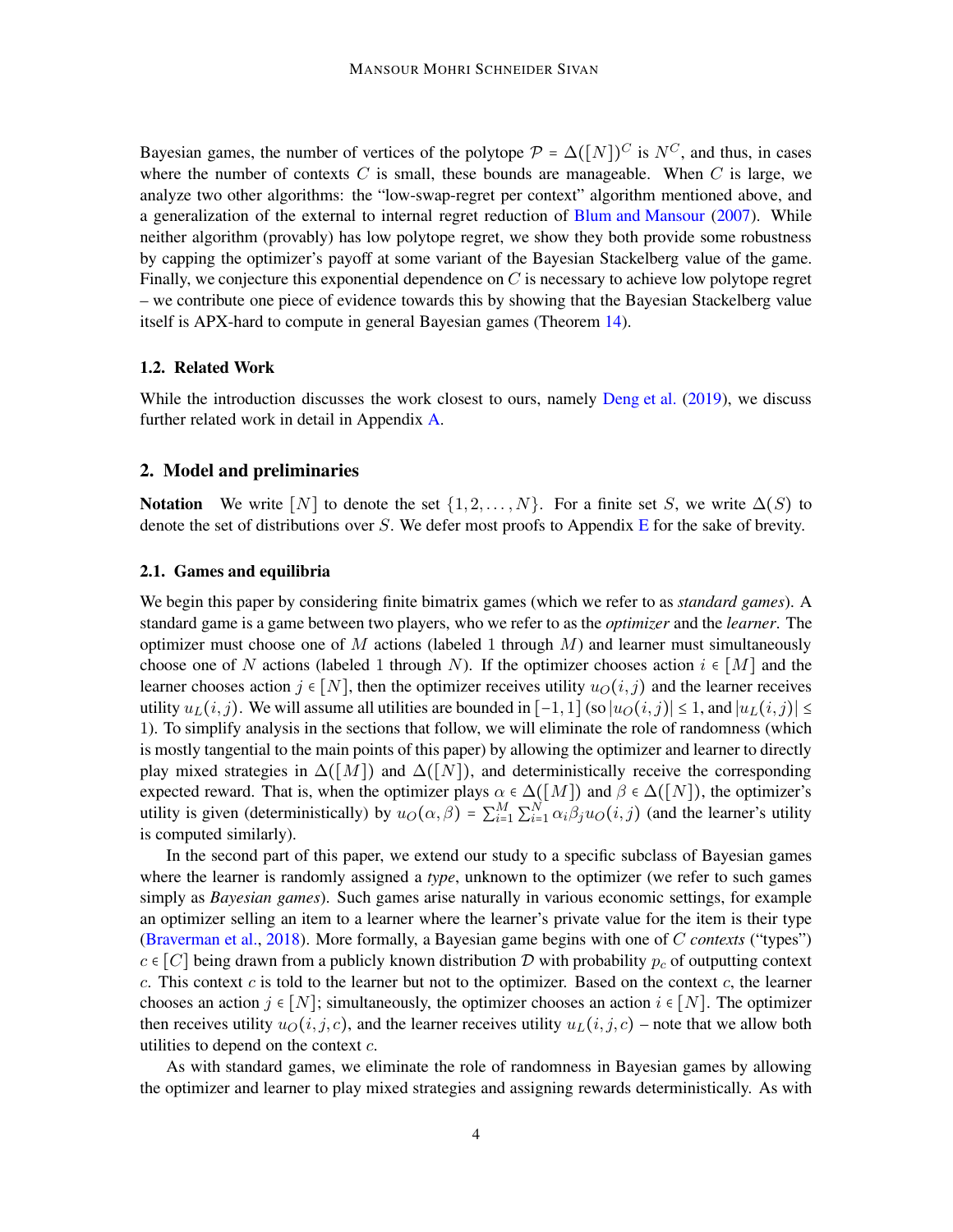Bayesian games, the number of vertices of the polytope $\mathcal{P} = \Delta([N])^C$ is $N^C$, and thus, in cases where the number of contexts $C$ is small, these bounds are manageable. When $C$ is large, we analyze two other algorithms: the "low-swap-regret per context" algorithm mentioned above, and a generalization of the external to internal regret reduction of Blum and Mansour (2007). While neither algorithm (provably) has low polytope regret, we show they both provide some robustness by capping the optimizer's payoff at some variant of the Bayesian Stackelberg value of the game. Finally, we conjecture this exponential dependence on $C$ is necessary to achieve low polytope regret – we contribute one piece of evidence towards this by showing that the Bayesian Stackelberg value itself is APX-hard to compute in general Bayesian games (Theorem 14).

### 1.2. Related Work

While the introduction discusses the work closest to ours, namely Deng et al. (2019), we discuss further related work in detail in Appendix A.

## 2. Model and preliminaries

**Notation** We write $[N]$ to denote the set $\{1, 2, \ldots, N\}$. For a finite set $S$, we write $\Delta(S)$ to denote the set of distributions over $S$. We defer most proofs to Appendix E for the sake of brevity.

### 2.1. Games and equilibria

We begin this paper by considering finite bimatrix games (which we refer to as *standard games*). A standard game is a game between two players, who we refer to as the *optimizer* and the *learner*. The optimizer must choose one of $M$ actions (labeled 1 through $M$) and learner must simultaneously choose one of $N$ actions (labeled 1 through $N$). If the optimizer chooses action $i \in [M]$ and the learner chooses action $j \in [N]$, then the optimizer receives utility $u_O(i, j)$ and the learner receives utility $u_L(i, j)$. We will assume all utilities are bounded in $[-1, 1]$ (so $|u_O(i, j)| \leq 1$, and $|u_L(i, j)| \leq 1$). To simplify analysis in the sections that follow, we will eliminate the role of randomness (which is mostly tangential to the main points of this paper) by allowing the optimizer and learner to directly play mixed strategies in $\Delta([M])$ and $\Delta([N])$, and deterministically receive the corresponding expected reward. That is, when the optimizer plays $\alpha \in \Delta([M])$ and $\beta \in \Delta([N])$, the optimizer's utility is given (deterministically) by $u_O(\alpha, \beta) = \sum_{i=1}^{M} \sum_{i=1}^{N} \alpha_i \beta_j u_O(i, j)$ (and the learner's utility is computed similarly).

In the second part of this paper, we extend our study to a specific subclass of Bayesian games where the learner is randomly assigned a *type*, unknown to the optimizer (we refer to such games simply as *Bayesian games*). Such games arise naturally in various economic settings, for example an optimizer selling an item to a learner where the learner's private value for the item is their type (Braverman et al., 2018). More formally, a Bayesian game begins with one of $C$ *contexts* ("types") $c \in [C]$ being drawn from a publicly known distribution $\mathcal{D}$ with probability $p_c$ of outputting context $c$. This context $c$ is told to the learner but not to the optimizer. Based on the context $c$, the learner chooses an action $j \in [N]$; simultaneously, the optimizer chooses an action $i \in [N]$. The optimizer then receives utility $u_O(i, j, c)$, and the learner receives utility $u_L(i, j, c)$ – note that we allow both utilities to depend on the context $c$.

As with standard games, we eliminate the role of randomness in Bayesian games by allowing the optimizer and learner to play mixed strategies and assigning rewards deterministically. As with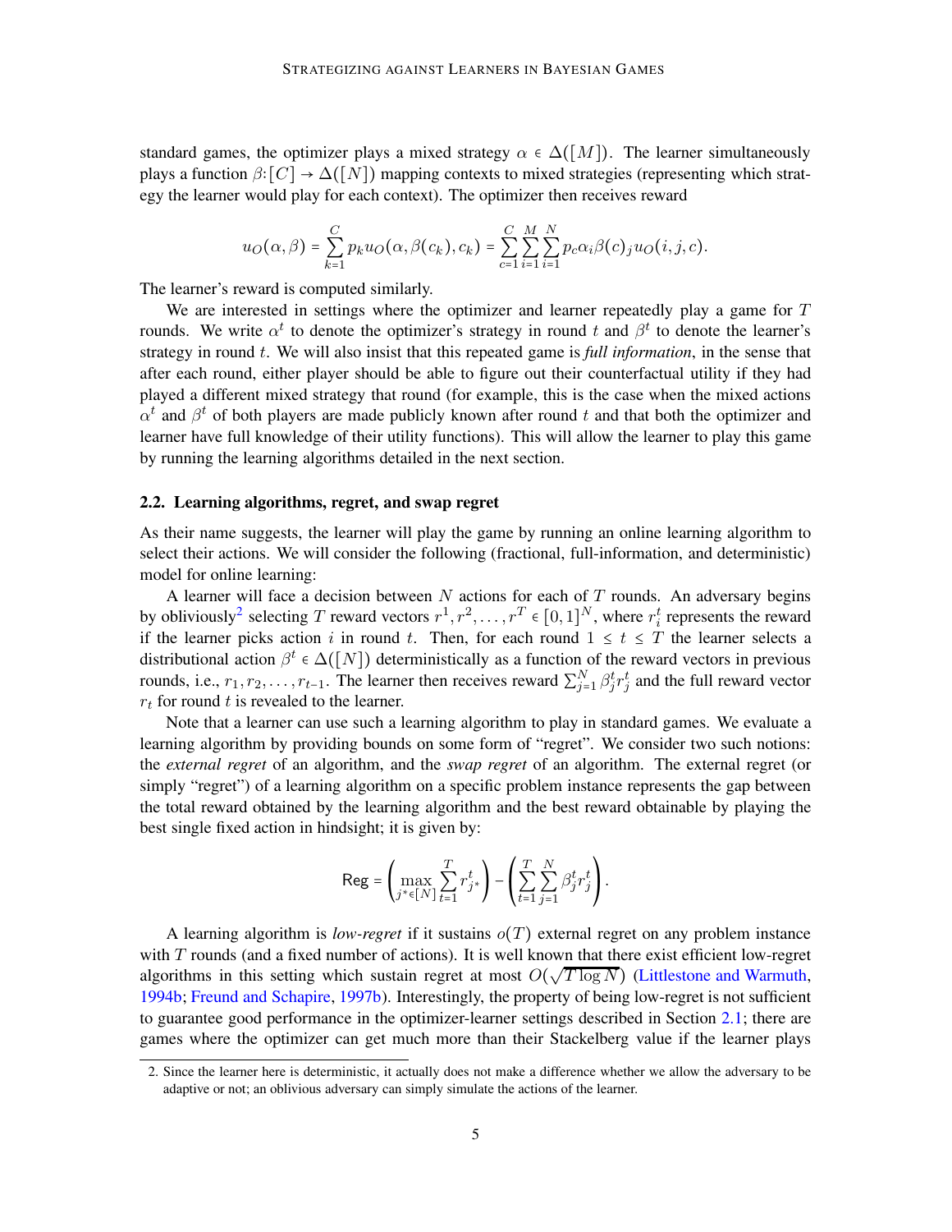standard games, the optimizer plays a mixed strategy $\alpha \in \Delta([M])$. The learner simultaneously plays a function $\beta : [C] \to \Delta([N])$ mapping contexts to mixed strategies (representing which strategy the learner would play for each context). The optimizer then receives reward

$$u_O(\alpha, \beta) = \sum_{k=1}^{C} p_k u_O(\alpha, \beta(c_k), c_k) = \sum_{c=1}^{C} \sum_{i=1}^{M} \sum_{i=1}^{N} p_c \alpha_i \beta(c)_j u_O(i, j, c).$$

The learner's reward is computed similarly.

We are interested in settings where the optimizer and learner repeatedly play a game for $T$ rounds. We write $\alpha^t$ to denote the optimizer's strategy in round $t$ and $\beta^t$ to denote the learner's strategy in round $t$. We will also insist that this repeated game is *full information*, in the sense that after each round, either player should be able to figure out their counterfactual utility if they had played a different mixed strategy that round (for example, this is the case when the mixed actions $\alpha^t$ and $\beta^t$ of both players are made publicly known after round $t$ and that both the optimizer and learner have full knowledge of their utility functions). This will allow the learner to play this game by running the learning algorithms detailed in the next section.

## 2.2. Learning algorithms, regret, and swap regret

As their name suggests, the learner will play the game by running an online learning algorithm to select their actions. We will consider the following (fractional, full-information, and deterministic) model for online learning:

A learner will face a decision between $N$ actions for each of $T$ rounds. An adversary begins by obliviously[2] selecting $T$ reward vectors $r^1, r^2, \ldots, r^T \in [0,1]^N$, where $r_i^t$ represents the reward if the learner picks action $i$ in round $t$. Then, for each round $1 \leq t \leq T$ the learner selects a distributional action $\beta^t \in \Delta([N])$ deterministically as a function of the reward vectors in previous rounds, i.e., $r_1, r_2, \ldots, r_{t-1}$. The learner then receives reward $\sum_{j=1}^{N} \beta_j^t r_j^t$ and the full reward vector $r_t$ for round $t$ is revealed to the learner.

Note that a learner can use such a learning algorithm to play in standard games. We evaluate a learning algorithm by providing bounds on some form of "regret". We consider two such notions: the *external regret* of an algorithm, and the *swap regret* of an algorithm. The external regret (or simply "regret") of a learning algorithm on a specific problem instance represents the gap between the total reward obtained by the learning algorithm and the best reward obtainable by playing the best single fixed action in hindsight; it is given by:

$$\mathsf{Reg} = \left( \max_{j^* \in [N]} \sum_{t=1}^{T} r_{j^*}^t \right) - \left( \sum_{t=1}^{T} \sum_{j=1}^{N} \beta_j^t r_j^t \right).$$

A learning algorithm is *low-regret* if it sustains $o(T)$ external regret on any problem instance with $T$ rounds (and a fixed number of actions). It is well known that there exist efficient low-regret algorithms in this setting which sustain regret at most $O(\sqrt{T \log N})$ (Littlestone and Warmuth, 1994b; Freund and Schapire, 1997b). Interestingly, the property of being low-regret is not sufficient to guarantee good performance in the optimizer-learner settings described in Section 2.1; there are games where the optimizer can get much more than their Stackelberg value if the learner plays

2. Since the learner here is deterministic, it actually does not make a difference whether we allow the adversary to be adaptive or not; an oblivious adversary can simply simulate the actions of the learner.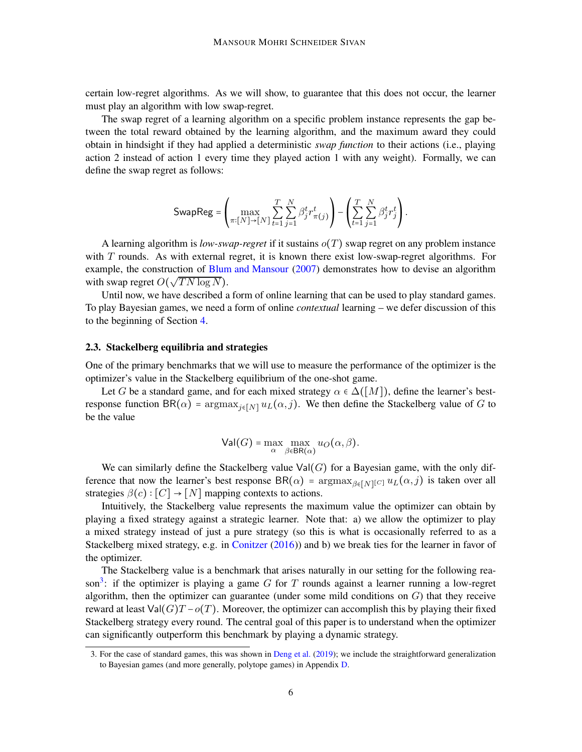certain low-regret algorithms. As we will show, to guarantee that this does not occur, the learner must play an algorithm with low swap-regret.

The swap regret of a learning algorithm on a specific problem instance represents the gap between the total reward obtained by the learning algorithm, and the maximum award they could obtain in hindsight if they had applied a deterministic *swap function* to their actions (i.e., playing action 2 instead of action 1 every time they played action 1 with any weight). Formally, we can define the swap regret as follows:

$$\mathsf{SwapReg} = \left( \max_{\pi:[N]\to[N]} \sum_{t=1}^{T} \sum_{j=1}^{N} \beta_j^t r_{\pi(j)}^t \right) - \left( \sum_{t=1}^{T} \sum_{j=1}^{N} \beta_j^t r_j^t \right).$$

A learning algorithm is *low-swap-regret* if it sustains $o(T)$ swap regret on any problem instance with $T$ rounds. As with external regret, it is known there exist low-swap-regret algorithms. For example, the construction of Blum and Mansour (2007) demonstrates how to devise an algorithm with swap regret $O(\sqrt{TN \log N})$.

Until now, we have described a form of online learning that can be used to play standard games. To play Bayesian games, we need a form of online *contextual* learning – we defer discussion of this to the beginning of Section 4.

### 2.3. Stackelberg equilibria and strategies

One of the primary benchmarks that we will use to measure the performance of the optimizer is the optimizer's value in the Stackelberg equilibrium of the one-shot game.

Let $G$ be a standard game, and for each mixed strategy $\alpha \in \Delta([M])$, define the learner's best-response function $\mathsf{BR}(\alpha) = \operatorname{argmax}_{j\in[N]} u_L(\alpha, j)$. We then define the Stackelberg value of $G$ to be the value

$$\mathsf{Val}(G) = \max_{\alpha} \max_{\beta\in\mathsf{BR}(\alpha)} u_O(\alpha, \beta).$$

We can similarly define the Stackelberg value $\mathsf{Val}(G)$ for a Bayesian game, with the only difference that now the learner's best response $\mathsf{BR}(\alpha) = \operatorname{argmax}_{\beta\in[N]^{[C]}} u_L(\alpha, j)$ is taken over all strategies $\beta(c) : [C] \to [N]$ mapping contexts to actions.

Intuitively, the Stackelberg value represents the maximum value the optimizer can obtain by playing a fixed strategy against a strategic learner. Note that: a) we allow the optimizer to play a mixed strategy instead of just a pure strategy (so this is what is occasionally referred to as a Stackelberg mixed strategy, e.g. in Conitzer (2016)) and b) we break ties for the learner in favor of the optimizer.

The Stackelberg value is a benchmark that arises naturally in our setting for the following reason[3]: if the optimizer is playing a game $G$ for $T$ rounds against a learner running a low-regret algorithm, then the optimizer can guarantee (under some mild conditions on $G$) that they receive reward at least $\mathsf{Val}(G)T - o(T)$. Moreover, the optimizer can accomplish this by playing their fixed Stackelberg strategy every round. The central goal of this paper is to understand when the optimizer can significantly outperform this benchmark by playing a dynamic strategy.

3. For the case of standard games, this was shown in Deng et al. (2019); we include the straightforward generalization to Bayesian games (and more generally, polytope games) in Appendix D.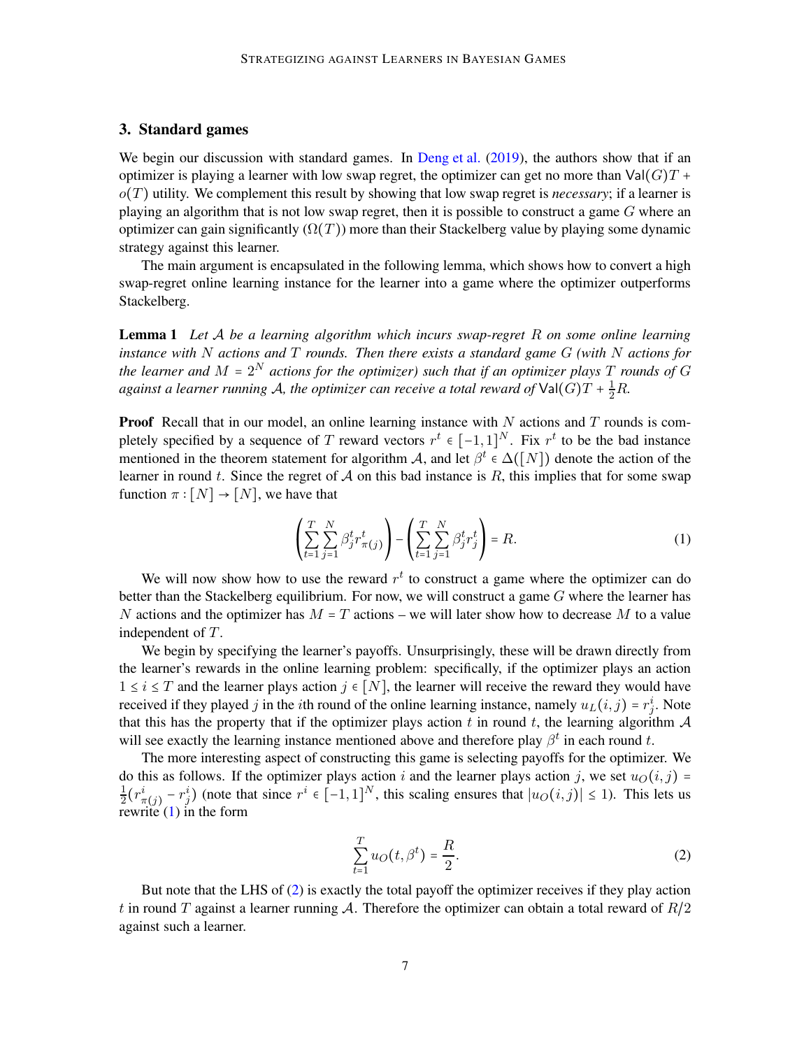## 3. Standard games

We begin our discussion with standard games. In Deng et al. (2019), the authors show that if an optimizer is playing a learner with low swap regret, the optimizer can get no more than $\mathsf{Val}(G)T + o(T)$ utility. We complement this result by showing that low swap regret is *necessary*; if a learner is playing an algorithm that is not low swap regret, then it is possible to construct a game $G$ where an optimizer can gain significantly ($\Omega(T)$) more than their Stackelberg value by playing some dynamic strategy against this learner.

The main argument is encapsulated in the following lemma, which shows how to convert a high swap-regret online learning instance for the learner into a game where the optimizer outperforms Stackelberg.

**Lemma 1** *Let $\mathcal{A}$ be a learning algorithm which incurs swap-regret $R$ on some online learning instance with $N$ actions and $T$ rounds. Then there exists a standard game $G$ (with $N$ actions for the learner and $M = 2^N$ actions for the optimizer) such that if an optimizer plays $T$ rounds of $G$ against a learner running $\mathcal{A}$, the optimizer can receive a total reward of $\mathsf{Val}(G)T + \frac{1}{2}R$.*

**Proof** Recall that in our model, an online learning instance with $N$ actions and $T$ rounds is completely specified by a sequence of $T$ reward vectors $r^t \in [-1,1]^N$. Fix $r^t$ to be the bad instance mentioned in the theorem statement for algorithm $\mathcal{A}$, and let $\beta^t \in \Delta([N])$ denote the action of the learner in round $t$. Since the regret of $\mathcal{A}$ on this bad instance is $R$, this implies that for some swap function $\pi : [N] \to [N]$, we have that

$$\left( \sum_{t=1}^{T} \sum_{j=1}^{N} \beta_j^t r_{\pi(j)}^t \right) - \left( \sum_{t=1}^{T} \sum_{j=1}^{N} \beta_j^t r_j^t \right) = R. \tag{1}$$

We will now show how to use the reward $r^t$ to construct a game where the optimizer can do better than the Stackelberg equilibrium. For now, we will construct a game $G$ where the learner has $N$ actions and the optimizer has $M = T$ actions – we will later show how to decrease $M$ to a value independent of $T$.

We begin by specifying the learner's payoffs. Unsurprisingly, these will be drawn directly from the learner's rewards in the online learning problem: specifically, if the optimizer plays an action $1 \le i \le T$ and the learner plays action $j \in [N]$, the learner will receive the reward they would have received if they played $j$ in the $i$th round of the online learning instance, namely $u_L(i,j) = r_j^i$. Note that this has the property that if the optimizer plays action $t$ in round $t$, the learning algorithm $\mathcal{A}$ will see exactly the learning instance mentioned above and therefore play $\beta^t$ in each round $t$.

The more interesting aspect of constructing this game is selecting payoffs for the optimizer. We do this as follows. If the optimizer plays action $i$ and the learner plays action $j$, we set $u_O(i,j) = \frac{1}{2}(r_{\pi(j)}^i - r_j^i)$ (note that since $r^i \in [-1,1]^N$, this scaling ensures that $|u_O(i,j)| \le 1$). This lets us rewrite (1) in the form

$$\sum_{t=1}^{T} u_O(t, \beta^t) = \frac{R}{2}. \tag{2}$$

But note that the LHS of (2) is exactly the total payoff the optimizer receives if they play action $t$ in round $T$ against a learner running $\mathcal{A}$. Therefore the optimizer can obtain a total reward of $R/2$ against such a learner.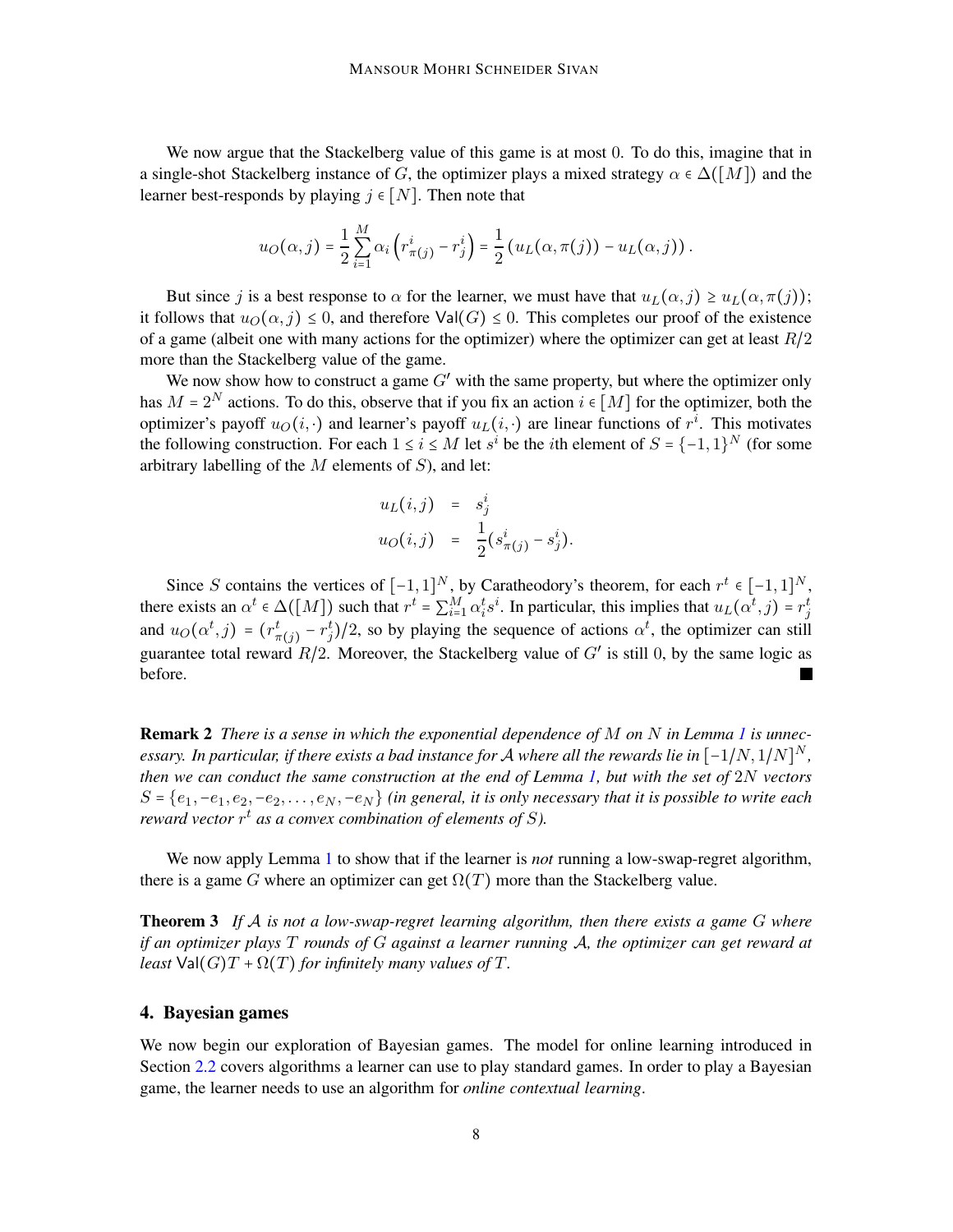We now argue that the Stackelberg value of this game is at most 0. To do this, imagine that in a single-shot Stackelberg instance of $G$, the optimizer plays a mixed strategy $\alpha \in \Delta([M])$ and the learner best-responds by playing $j \in [N]$. Then note that

$$u_O(\alpha, j) = \frac{1}{2}\sum_{i=1}^{M} \alpha_i \left(r^i_{\pi(j)} - r^i_j\right) = \frac{1}{2}\left(u_L(\alpha, \pi(j)) - u_L(\alpha, j)\right).$$

But since $j$ is a best response to $\alpha$ for the learner, we must have that $u_L(\alpha, j) \geq u_L(\alpha, \pi(j))$; it follows that $u_O(\alpha, j) \leq 0$, and therefore $\mathsf{Val}(G) \leq 0$. This completes our proof of the existence of a game (albeit one with many actions for the optimizer) where the optimizer can get at least $R/2$ more than the Stackelberg value of the game.

We now show how to construct a game $G'$ with the same property, but where the optimizer only has $M = 2^N$ actions. To do this, observe that if you fix an action $i \in [M]$ for the optimizer, both the optimizer's payoff $u_O(i, \cdot)$ and learner's payoff $u_L(i, \cdot)$ are linear functions of $r^i$. This motivates the following construction. For each $1 \leq i \leq M$ let $s^i$ be the $i$th element of $S = \{-1, 1\}^N$ (for some arbitrary labelling of the $M$ elements of $S$), and let:

$$\begin{aligned} u_L(i, j) &= s^i_j \\ u_O(i, j) &= \frac{1}{2}(s^i_{\pi(j)} - s^i_j). \end{aligned}$$

Since $S$ contains the vertices of $[-1, 1]^N$, by Caratheodory's theorem, for each $r^t \in [-1, 1]^N$, there exists an $\alpha^t \in \Delta([M])$ such that $r^t = \sum_{i=1}^{M} \alpha^t_i s^i$. In particular, this implies that $u_L(\alpha^t, j) = r^t_j$ and $u_O(\alpha^t, j) = (r^t_{\pi(j)} - r^t_j)/2$, so by playing the sequence of actions $\alpha^t$, the optimizer can still guarantee total reward $R/2$. Moreover, the Stackelberg value of $G'$ is still 0, by the same logic as before. ∎

**Remark 2** *There is a sense in which the exponential dependence of $M$ on $N$ in Lemma 1 is unnecessary. In particular, if there exists a bad instance for $\mathcal{A}$ where all the rewards lie in $[-1/N, 1/N]^N$, then we can conduct the same construction at the end of Lemma 1, but with the set of $2N$ vectors $S = \{e_1, -e_1, e_2, -e_2, \dots, e_N, -e_N\}$ (in general, it is only necessary that it is possible to write each reward vector $r^t$ as a convex combination of elements of $S$).*

We now apply Lemma 1 to show that if the learner is *not* running a low-swap-regret algorithm, there is a game $G$ where an optimizer can get $\Omega(T)$ more than the Stackelberg value.

**Theorem 3** *If $\mathcal{A}$ is not a low-swap-regret learning algorithm, then there exists a game $G$ where if an optimizer plays $T$ rounds of $G$ against a learner running $\mathcal{A}$, the optimizer can get reward at least $\mathsf{Val}(G)T + \Omega(T)$ for infinitely many values of $T$.*

## 4. Bayesian games

We now begin our exploration of Bayesian games. The model for online learning introduced in Section 2.2 covers algorithms a learner can use to play standard games. In order to play a Bayesian game, the learner needs to use an algorithm for *online contextual learning*.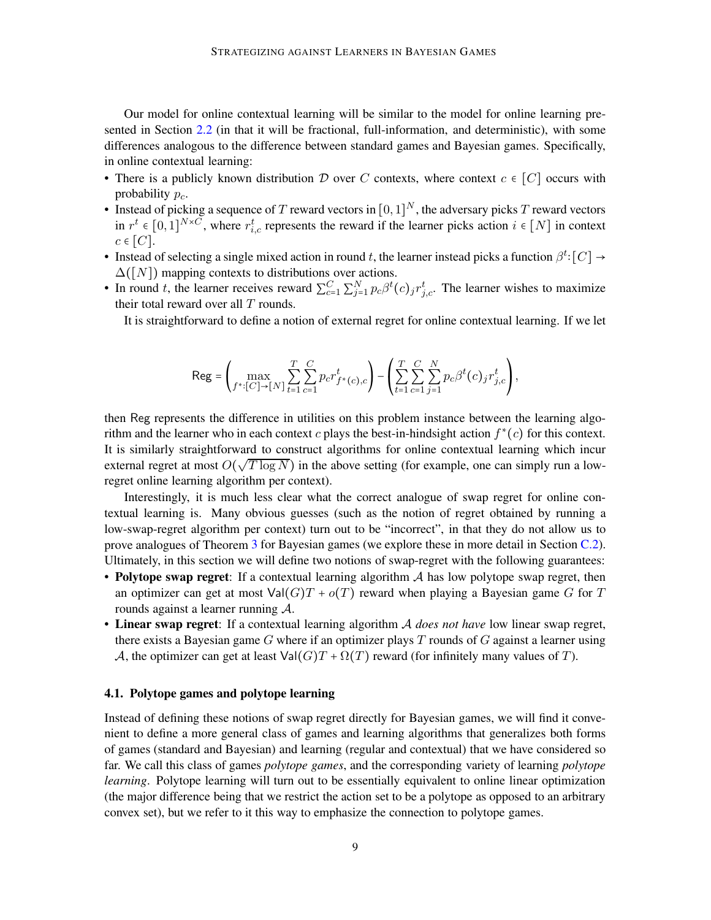Our model for online contextual learning will be similar to the model for online learning presented in Section 2.2 (in that it will be fractional, full-information, and deterministic), with some differences analogous to the difference between standard games and Bayesian games. Specifically, in online contextual learning:

- There is a publicly known distribution $\mathcal{D}$ over $C$ contexts, where context $c \in [C]$ occurs with probability $p_c$.
- Instead of picking a sequence of $T$ reward vectors in $[0,1]^N$, the adversary picks $T$ reward vectors in $r^t \in [0,1]^{N \times C}$, where $r^t_{i,c}$ represents the reward if the learner picks action $i \in [N]$ in context $c \in [C]$.
- Instead of selecting a single mixed action in round $t$, the learner instead picks a function $\beta^t : [C] \to \Delta([N])$ mapping contexts to distributions over actions.
- In round $t$, the learner receives reward $\sum_{c=1}^{C} \sum_{j=1}^{N} p_c \beta^t(c)_j r^t_{j,c}$. The learner wishes to maximize their total reward over all $T$ rounds.

It is straightforward to define a notion of external regret for online contextual learning. If we let

$$\mathsf{Reg} = \left( \max_{f^* : [C] \to [N]} \sum_{t=1}^{T} \sum_{c=1}^{C} p_c r^t_{f^*(c),c} \right) - \left( \sum_{t=1}^{T} \sum_{c=1}^{C} \sum_{j=1}^{N} p_c \beta^t(c)_j r^t_{j,c} \right),$$

then $\mathsf{Reg}$ represents the difference in utilities on this problem instance between the learning algorithm and the learner who in each context $c$ plays the best-in-hindsight action $f^*(c)$ for this context. It is similarly straightforward to construct algorithms for online contextual learning which incur external regret at most $O(\sqrt{T \log N})$ in the above setting (for example, one can simply run a low-regret online learning algorithm per context).

Interestingly, it is much less clear what the correct analogue of swap regret for online contextual learning is. Many obvious guesses (such as the notion of regret obtained by running a low-swap-regret algorithm per context) turn out to be "incorrect", in that they do not allow us to prove analogues of Theorem 3 for Bayesian games (we explore these in more detail in Section C.2). Ultimately, in this section we will define two notions of swap-regret with the following guarantees:

- **Polytope swap regret**: If a contextual learning algorithm $\mathcal{A}$ has low polytope swap regret, then an optimizer can get at most $\mathsf{Val}(G)T + o(T)$ reward when playing a Bayesian game $G$ for $T$ rounds against a learner running $\mathcal{A}$.
- **Linear swap regret**: If a contextual learning algorithm $\mathcal{A}$ *does not have* low linear swap regret, there exists a Bayesian game $G$ where if an optimizer plays $T$ rounds of $G$ against a learner using $\mathcal{A}$, the optimizer can get at least $\mathsf{Val}(G)T + \Omega(T)$ reward (for infinitely many values of $T$).

### 4.1. Polytope games and polytope learning

Instead of defining these notions of swap regret directly for Bayesian games, we will find it convenient to define a more general class of games and learning algorithms that generalizes both forms of games (standard and Bayesian) and learning (regular and contextual) that we have considered so far. We call this class of games *polytope games*, and the corresponding variety of learning *polytope learning*. Polytope learning will turn out to be essentially equivalent to online linear optimization (the major difference being that we restrict the action set to be a polytope as opposed to an arbitrary convex set), but we refer to it this way to emphasize the connection to polytope games.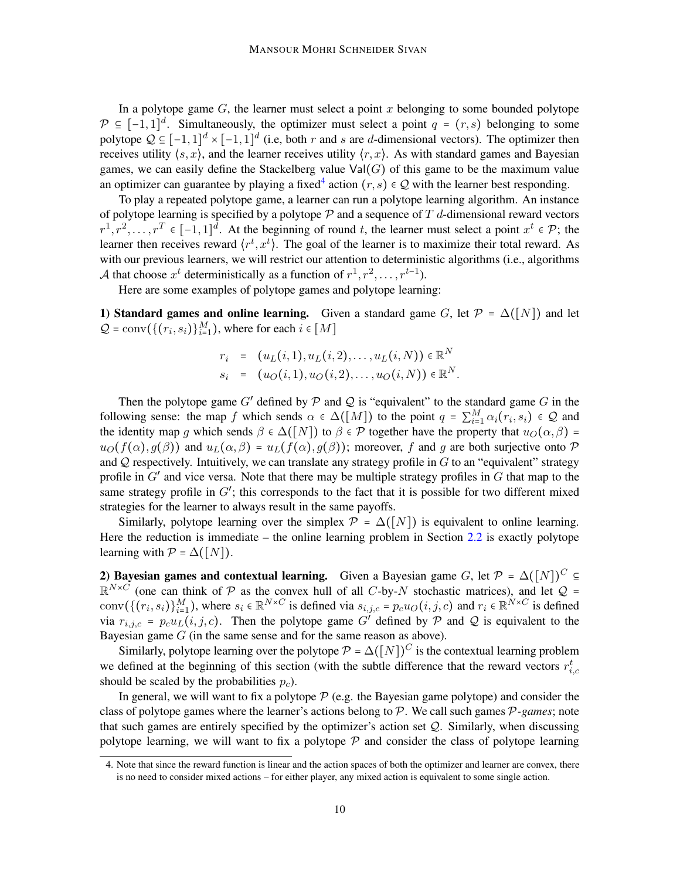In a polytope game $G$, the learner must select a point $x$ belonging to some bounded polytope $\mathcal{P} \subseteq [-1,1]^d$. Simultaneously, the optimizer must select a point $q = (r,s)$ belonging to some polytope $\mathcal{Q} \subseteq [-1,1]^d \times [-1,1]^d$ (i.e, both $r$ and $s$ are $d$-dimensional vectors). The optimizer then receives utility $\langle s, x \rangle$, and the learner receives utility $\langle r, x \rangle$. As with standard games and Bayesian games, we can easily define the Stackelberg value $\mathsf{Val}(G)$ of this game to be the maximum value an optimizer can guarantee by playing a fixed[4] action $(r,s) \in \mathcal{Q}$ with the learner best responding.

To play a repeated polytope game, a learner can run a polytope learning algorithm. An instance of polytope learning is specified by a polytope $\mathcal{P}$ and a sequence of $T$ $d$-dimensional reward vectors $r^1, r^2, \dots, r^T \in [-1,1]^d$. At the beginning of round $t$, the learner must select a point $x^t \in \mathcal{P}$; the learner then receives reward $\langle r^t, x^t \rangle$. The goal of the learner is to maximize their total reward. As with our previous learners, we will restrict our attention to deterministic algorithms (i.e., algorithms $\mathcal{A}$ that choose $x^t$ deterministically as a function of $r^1, r^2, \dots, r^{t-1}$).

Here are some examples of polytope games and polytope learning:

**1) Standard games and online learning.** Given a standard game $G$, let $\mathcal{P} = \Delta([N])$ and let $\mathcal{Q} = \mathrm{conv}(\{(r_i, s_i)\}_{i=1}^M)$, where for each $i \in [M]$

$$
\begin{aligned}
r_i &= (u_L(i,1), u_L(i,2), \dots, u_L(i,N)) \in \mathbb{R}^N \\
s_i &= (u_O(i,1), u_O(i,2), \dots, u_O(i,N)) \in \mathbb{R}^N.
\end{aligned}
$$

Then the polytope game $G'$ defined by $\mathcal{P}$ and $\mathcal{Q}$ is "equivalent" to the standard game $G$ in the following sense: the map $f$ which sends $\alpha \in \Delta([M])$ to the point $q = \sum_{i=1}^M \alpha_i (r_i, s_i) \in \mathcal{Q}$ and the identity map $g$ which sends $\beta \in \Delta([N])$ to $\beta \in \mathcal{P}$ together have the property that $u_O(\alpha, \beta) = u_O(f(\alpha), g(\beta))$ and $u_L(\alpha, \beta) = u_L(f(\alpha), g(\beta))$; moreover, $f$ and $g$ are both surjective onto $\mathcal{P}$ and $\mathcal{Q}$ respectively. Intuitively, we can translate any strategy profile in $G$ to an "equivalent" strategy profile in $G'$ and vice versa. Note that there may be multiple strategy profiles in $G$ that map to the same strategy profile in $G'$; this corresponds to the fact that it is possible for two different mixed strategies for the learner to always result in the same payoffs.

Similarly, polytope learning over the simplex $\mathcal{P} = \Delta([N])$ is equivalent to online learning. Here the reduction is immediate – the online learning problem in Section 2.2 is exactly polytope learning with $\mathcal{P} = \Delta([N])$.

**2) Bayesian games and contextual learning.** Given a Bayesian game $G$, let $\mathcal{P} = \Delta([N])^C \subseteq \mathbb{R}^{N \times C}$ (one can think of $\mathcal{P}$ as the convex hull of all $C$-by-$N$ stochastic matrices), and let $\mathcal{Q} = \mathrm{conv}(\{(r_i, s_i)\}_{i=1}^M)$, where $s_i \in \mathbb{R}^{N \times C}$ is defined via $s_{i,j,c} = p_c u_O(i,j,c)$ and $r_i \in \mathbb{R}^{N \times C}$ is defined via $r_{i,j,c} = p_c u_L(i,j,c)$. Then the polytope game $G'$ defined by $\mathcal{P}$ and $\mathcal{Q}$ is equivalent to the Bayesian game $G$ (in the same sense and for the same reason as above).

Similarly, polytope learning over the polytope $\mathcal{P} = \Delta([N])^C$ is the contextual learning problem we defined at the beginning of this section (with the subtle difference that the reward vectors $r^t_{i,c}$ should be scaled by the probabilities $p_c$).

In general, we will want to fix a polytope $\mathcal{P}$ (e.g. the Bayesian game polytope) and consider the class of polytope games where the learner's actions belong to $\mathcal{P}$. We call such games $\mathcal{P}$-*games*; note that such games are entirely specified by the optimizer's action set $\mathcal{Q}$. Similarly, when discussing polytope learning, we will want to fix a polytope $\mathcal{P}$ and consider the class of polytope learning

4. Note that since the reward function is linear and the action spaces of both the optimizer and learner are convex, there is no need to consider mixed actions – for either player, any mixed action is equivalent to some single action.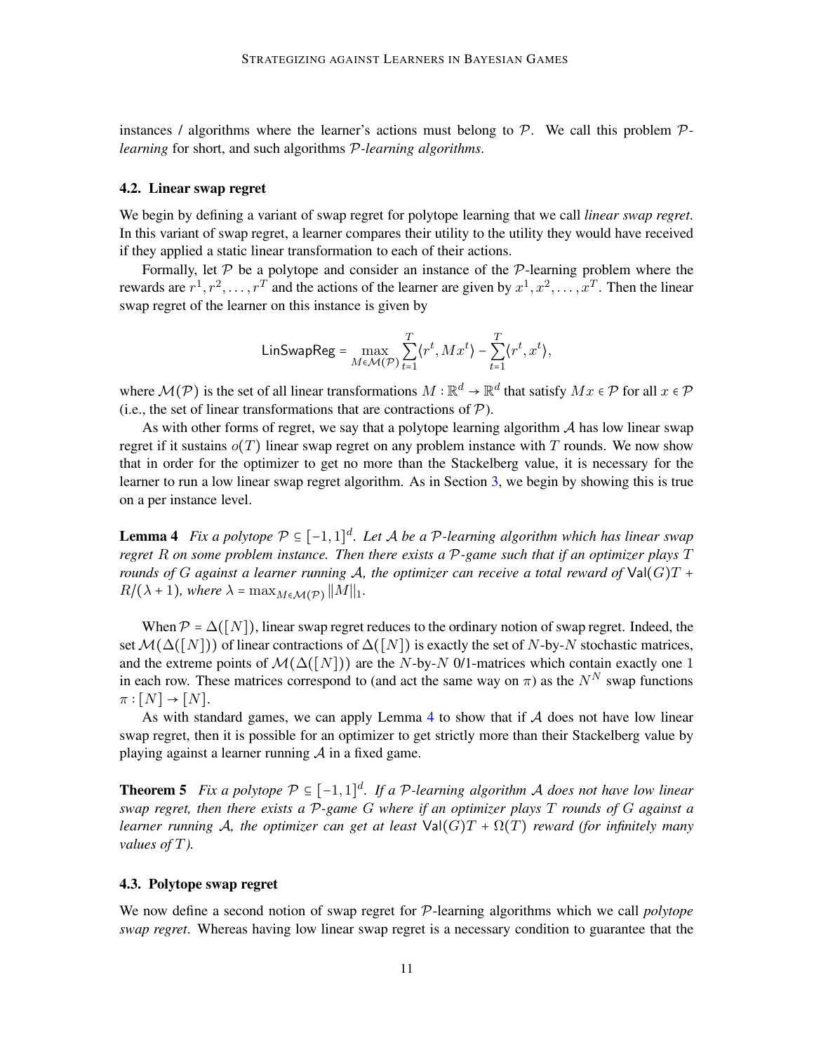instances / algorithms where the learner's actions must belong to $\mathcal{P}$. We call this problem $\mathcal{P}$-*learning* for short, and such algorithms $\mathcal{P}$-*learning algorithms*.

### 4.2. Linear swap regret

We begin by defining a variant of swap regret for polytope learning that we call *linear swap regret*. In this variant of swap regret, a learner compares their utility to the utility they would have received if they applied a static linear transformation to each of their actions.

Formally, let $\mathcal{P}$ be a polytope and consider an instance of the $\mathcal{P}$-learning problem where the rewards are $r^1, r^2, \dots, r^T$ and the actions of the learner are given by $x^1, x^2, \dots, x^T$. Then the linear swap regret of the learner on this instance is given by

$$\mathsf{LinSwapReg} = \max_{M \in \mathcal{M}(\mathcal{P})} \sum_{t=1}^{T} \langle r^t, Mx^t \rangle - \sum_{t=1}^{T} \langle r^t, x^t \rangle,$$

where $\mathcal{M}(\mathcal{P})$ is the set of all linear transformations $M : \mathbb{R}^d \to \mathbb{R}^d$ that satisfy $Mx \in \mathcal{P}$ for all $x \in \mathcal{P}$ (i.e., the set of linear transformations that are contractions of $\mathcal{P}$).

As with other forms of regret, we say that a polytope learning algorithm $\mathcal{A}$ has low linear swap regret if it sustains $o(T)$ linear swap regret on any problem instance with $T$ rounds. We now show that in order for the optimizer to get no more than the Stackelberg value, it is necessary for the learner to run a low linear swap regret algorithm. As in Section 3, we begin by showing this is true on a per instance level.

**Lemma 4** *Fix a polytope $\mathcal{P} \subseteq [-1,1]^d$. Let $\mathcal{A}$ be a $\mathcal{P}$-learning algorithm which has linear swap regret $R$ on some problem instance. Then there exists a $\mathcal{P}$-game such that if an optimizer plays $T$ rounds of $G$ against a learner running $\mathcal{A}$, the optimizer can receive a total reward of $\mathsf{Val}(G)T + R/(\lambda + 1)$, where $\lambda = \max_{M \in \mathcal{M}(\mathcal{P})} \|M\|_1$.*

When $\mathcal{P} = \Delta([N])$, linear swap regret reduces to the ordinary notion of swap regret. Indeed, the set $\mathcal{M}(\Delta([N]))$ of linear contractions of $\Delta([N])$ is exactly the set of $N$-by-$N$ stochastic matrices, and the extreme points of $\mathcal{M}(\Delta([N]))$ are the $N$-by-$N$ 0/1-matrices which contain exactly one 1 in each row. These matrices correspond to (and act the same way on $\pi$) as the $N^N$ swap functions $\pi : [N] \to [N]$.

As with standard games, we can apply Lemma 4 to show that if $\mathcal{A}$ does not have low linear swap regret, then it is possible for an optimizer to get strictly more than their Stackelberg value by playing against a learner running $\mathcal{A}$ in a fixed game.

**Theorem 5** *Fix a polytope $\mathcal{P} \subseteq [-1,1]^d$. If a $\mathcal{P}$-learning algorithm $\mathcal{A}$ does not have low linear swap regret, then there exists a $\mathcal{P}$-game $G$ where if an optimizer plays $T$ rounds of $G$ against a learner running $\mathcal{A}$, the optimizer can get at least $\mathsf{Val}(G)T + \Omega(T)$ reward (for infinitely many values of $T$).*

### 4.3. Polytope swap regret

We now define a second notion of swap regret for $\mathcal{P}$-learning algorithms which we call *polytope swap regret*. Whereas having low linear swap regret is a necessary condition to guarantee that the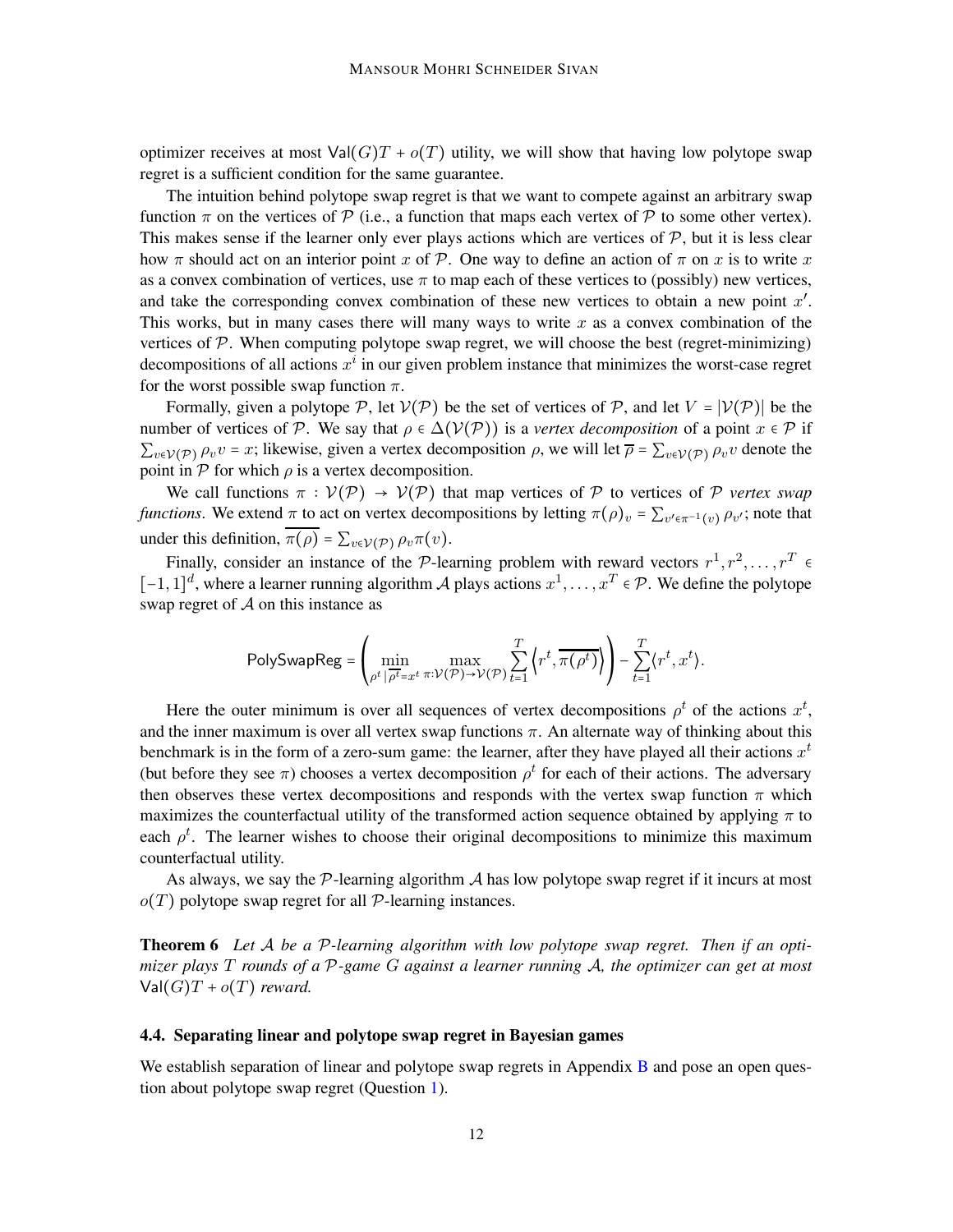optimizer receives at most $\mathsf{Val}(G)T + o(T)$ utility, we will show that having low polytope swap regret is a sufficient condition for the same guarantee.

The intuition behind polytope swap regret is that we want to compete against an arbitrary swap function $\pi$ on the vertices of $\mathcal{P}$ (i.e., a function that maps each vertex of $\mathcal{P}$ to some other vertex). This makes sense if the learner only ever plays actions which are vertices of $\mathcal{P}$, but it is less clear how $\pi$ should act on an interior point $x$ of $\mathcal{P}$. One way to define an action of $\pi$ on $x$ is to write $x$ as a convex combination of vertices, use $\pi$ to map each of these vertices to (possibly) new vertices, and take the corresponding convex combination of these new vertices to obtain a new point $x'$. This works, but in many cases there will many ways to write $x$ as a convex combination of the vertices of $\mathcal{P}$. When computing polytope swap regret, we will choose the best (regret-minimizing) decompositions of all actions $x^i$ in our given problem instance that minimizes the worst-case regret for the worst possible swap function $\pi$.

Formally, given a polytope $\mathcal{P}$, let $\mathcal{V}(\mathcal{P})$ be the set of vertices of $\mathcal{P}$, and let $V = |\mathcal{V}(\mathcal{P})|$ be the number of vertices of $\mathcal{P}$. We say that $\rho \in \Delta(\mathcal{V}(\mathcal{P}))$ is a *vertex decomposition* of a point $x \in \mathcal{P}$ if $\sum_{v \in \mathcal{V}(\mathcal{P})} \rho_v v = x$; likewise, given a vertex decomposition $\rho$, we will let $\overline{\rho} = \sum_{v \in \mathcal{V}(\mathcal{P})} \rho_v v$ denote the point in $\mathcal{P}$ for which $\rho$ is a vertex decomposition.

We call functions $\pi : \mathcal{V}(\mathcal{P}) \to \mathcal{V}(\mathcal{P})$ that map vertices of $\mathcal{P}$ to vertices of $\mathcal{P}$ *vertex swap functions*. We extend $\pi$ to act on vertex decompositions by letting $\pi(\rho)_v = \sum_{v' \in \pi^{-1}(v)} \rho_{v'}$; note that under this definition, $\overline{\pi(\rho)} = \sum_{v \in \mathcal{V}(\mathcal{P})} \rho_v \pi(v)$.

Finally, consider an instance of the $\mathcal{P}$-learning problem with reward vectors $r^1, r^2, \dots, r^T \in [-1,1]^d$, where a learner running algorithm $\mathcal{A}$ plays actions $x^1, \dots, x^T \in \mathcal{P}$. We define the polytope swap regret of $\mathcal{A}$ on this instance as

$$\mathsf{PolySwapReg} = \left( \min_{\rho^t \,|\, \overline{\rho^t} = x^t} \max_{\pi : \mathcal{V}(\mathcal{P}) \to \mathcal{V}(\mathcal{P})} \sum_{t=1}^{T} \left\langle r^t, \overline{\pi(\rho^t)} \right\rangle \right) - \sum_{t=1}^{T} \langle r^t, x^t \rangle.$$

Here the outer minimum is over all sequences of vertex decompositions $\rho^t$ of the actions $x^t$, and the inner maximum is over all vertex swap functions $\pi$. An alternate way of thinking about this benchmark is in the form of a zero-sum game: the learner, after they have played all their actions $x^t$ (but before they see $\pi$) chooses a vertex decomposition $\rho^t$ for each of their actions. The adversary then observes these vertex decompositions and responds with the vertex swap function $\pi$ which maximizes the counterfactual utility of the transformed action sequence obtained by applying $\pi$ to each $\rho^t$. The learner wishes to choose their original decompositions to minimize this maximum counterfactual utility.

As always, we say the $\mathcal{P}$-learning algorithm $\mathcal{A}$ has low polytope swap regret if it incurs at most $o(T)$ polytope swap regret for all $\mathcal{P}$-learning instances.

**Theorem 6** *Let $\mathcal{A}$ be a $\mathcal{P}$-learning algorithm with low polytope swap regret. Then if an optimizer plays $T$ rounds of a $\mathcal{P}$-game $G$ against a learner running $\mathcal{A}$, the optimizer can get at most $\mathsf{Val}(G)T + o(T)$ reward.*

### 4.4. Separating linear and polytope swap regret in Bayesian games

We establish separation of linear and polytope swap regrets in Appendix B and pose an open question about polytope swap regret (Question 1).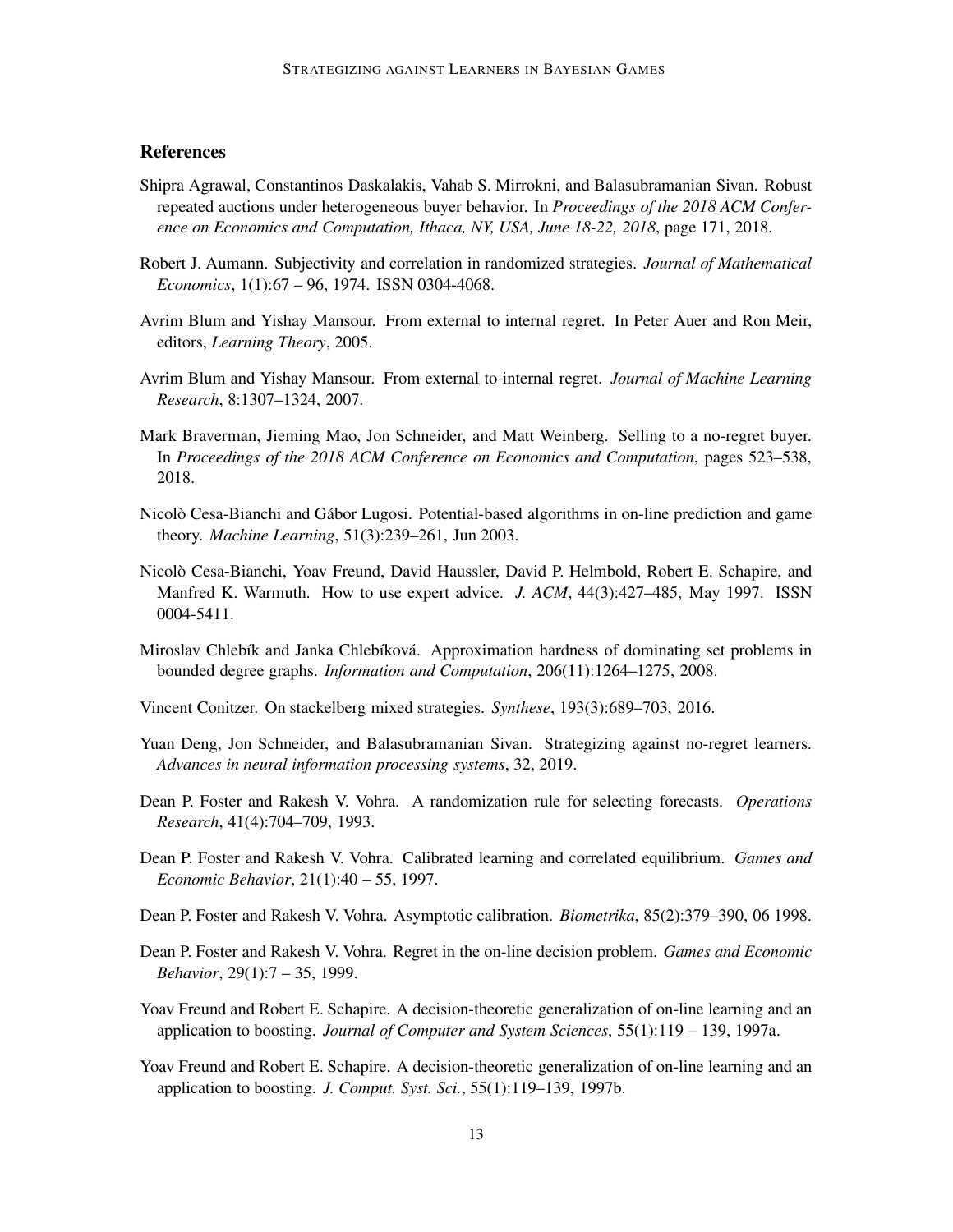## References

Shipra Agrawal, Constantinos Daskalakis, Vahab S. Mirrokni, and Balasubramanian Sivan. Robust repeated auctions under heterogeneous buyer behavior. In *Proceedings of the 2018 ACM Conference on Economics and Computation, Ithaca, NY, USA, June 18-22, 2018*, page 171, 2018.

Robert J. Aumann. Subjectivity and correlation in randomized strategies. *Journal of Mathematical Economics*, 1(1):67 – 96, 1974. ISSN 0304-4068.

Avrim Blum and Yishay Mansour. From external to internal regret. In Peter Auer and Ron Meir, editors, *Learning Theory*, 2005.

Avrim Blum and Yishay Mansour. From external to internal regret. *Journal of Machine Learning Research*, 8:1307–1324, 2007.

Mark Braverman, Jieming Mao, Jon Schneider, and Matt Weinberg. Selling to a no-regret buyer. In *Proceedings of the 2018 ACM Conference on Economics and Computation*, pages 523–538, 2018.

Nicolò Cesa-Bianchi and Gábor Lugosi. Potential-based algorithms in on-line prediction and game theory. *Machine Learning*, 51(3):239–261, Jun 2003.

Nicolò Cesa-Bianchi, Yoav Freund, David Haussler, David P. Helmbold, Robert E. Schapire, and Manfred K. Warmuth. How to use expert advice. *J. ACM*, 44(3):427–485, May 1997. ISSN 0004-5411.

Miroslav Chlebík and Janka Chlebíková. Approximation hardness of dominating set problems in bounded degree graphs. *Information and Computation*, 206(11):1264–1275, 2008.

Vincent Conitzer. On stackelberg mixed strategies. *Synthese*, 193(3):689–703, 2016.

Yuan Deng, Jon Schneider, and Balasubramanian Sivan. Strategizing against no-regret learners. *Advances in neural information processing systems*, 32, 2019.

Dean P. Foster and Rakesh V. Vohra. A randomization rule for selecting forecasts. *Operations Research*, 41(4):704–709, 1993.

Dean P. Foster and Rakesh V. Vohra. Calibrated learning and correlated equilibrium. *Games and Economic Behavior*, 21(1):40 – 55, 1997.

Dean P. Foster and Rakesh V. Vohra. Asymptotic calibration. *Biometrika*, 85(2):379–390, 06 1998.

Dean P. Foster and Rakesh V. Vohra. Regret in the on-line decision problem. *Games and Economic Behavior*, 29(1):7 – 35, 1999.

Yoav Freund and Robert E. Schapire. A decision-theoretic generalization of on-line learning and an application to boosting. *Journal of Computer and System Sciences*, 55(1):119 – 139, 1997a.

Yoav Freund and Robert E. Schapire. A decision-theoretic generalization of on-line learning and an application to boosting. *J. Comput. Syst. Sci.*, 55(1):119–139, 1997b.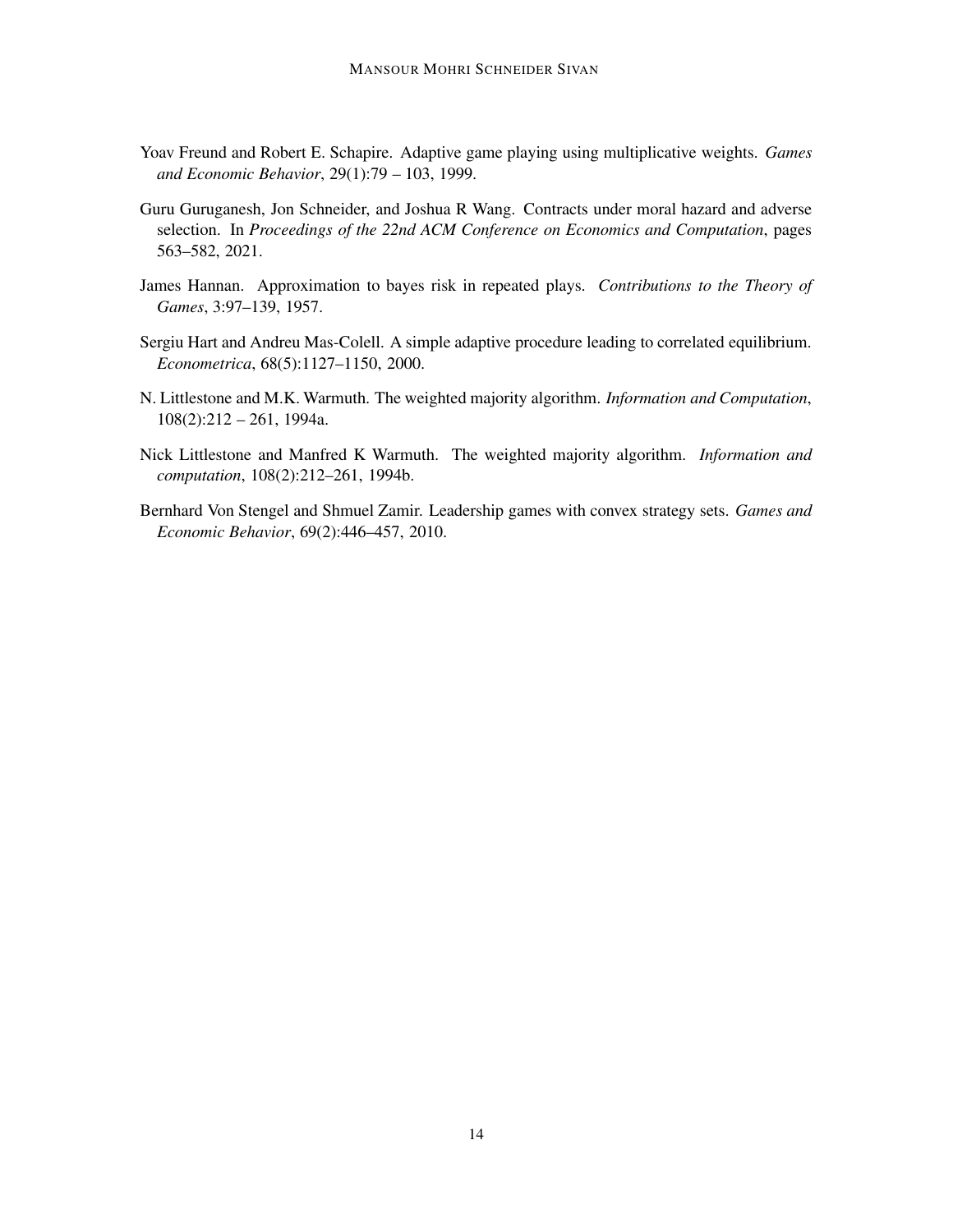Yoav Freund and Robert E. Schapire. Adaptive game playing using multiplicative weights. *Games and Economic Behavior*, 29(1):79 – 103, 1999.

Guru Guruganesh, Jon Schneider, and Joshua R Wang. Contracts under moral hazard and adverse selection. In *Proceedings of the 22nd ACM Conference on Economics and Computation*, pages 563–582, 2021.

James Hannan. Approximation to bayes risk in repeated plays. *Contributions to the Theory of Games*, 3:97–139, 1957.

Sergiu Hart and Andreu Mas-Colell. A simple adaptive procedure leading to correlated equilibrium. *Econometrica*, 68(5):1127–1150, 2000.

N. Littlestone and M.K. Warmuth. The weighted majority algorithm. *Information and Computation*, 108(2):212 – 261, 1994a.

Nick Littlestone and Manfred K Warmuth. The weighted majority algorithm. *Information and computation*, 108(2):212–261, 1994b.

Bernhard Von Stengel and Shmuel Zamir. Leadership games with convex strategy sets. *Games and Economic Behavior*, 69(2):446–457, 2010.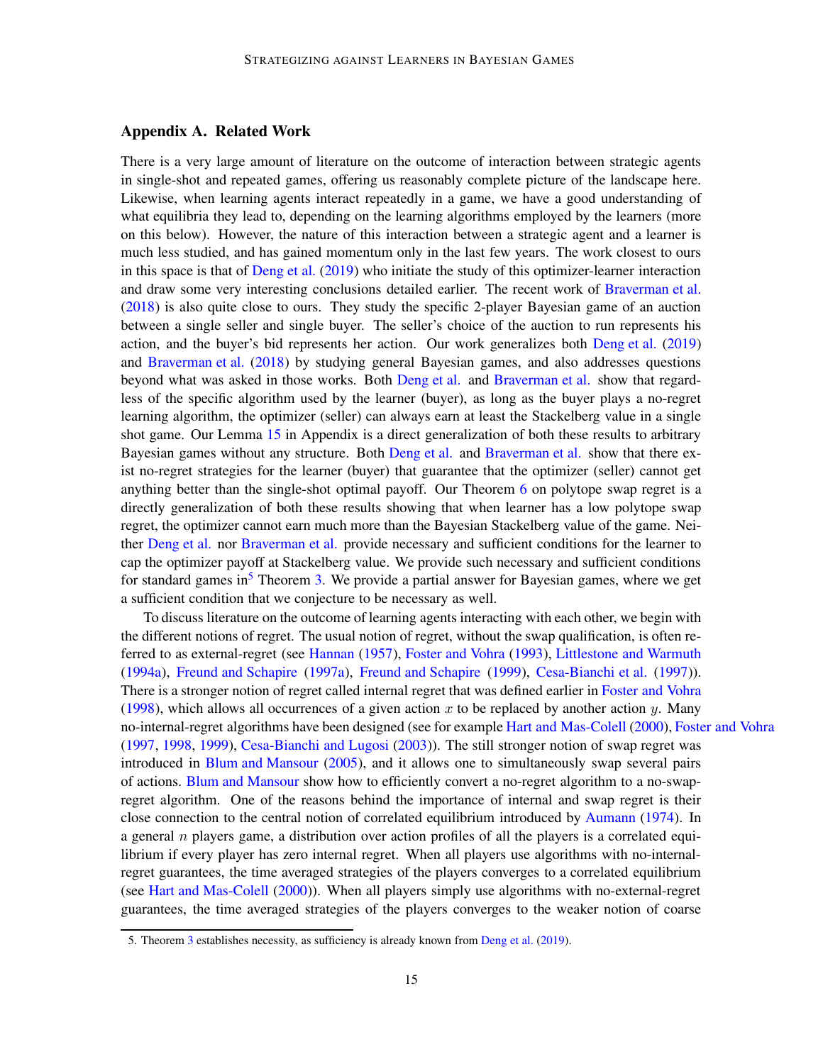## Appendix A. Related Work

There is a very large amount of literature on the outcome of interaction between strategic agents in single-shot and repeated games, offering us reasonably complete picture of the landscape here. Likewise, when learning agents interact repeatedly in a game, we have a good understanding of what equilibria they lead to, depending on the learning algorithms employed by the learners (more on this below). However, the nature of this interaction between a strategic agent and a learner is much less studied, and has gained momentum only in the last few years. The work closest to ours in this space is that of Deng et al. (2019) who initiate the study of this optimizer-learner interaction and draw some very interesting conclusions detailed earlier. The recent work of Braverman et al. (2018) is also quite close to ours. They study the specific 2-player Bayesian game of an auction between a single seller and single buyer. The seller's choice of the auction to run represents his action, and the buyer's bid represents her action. Our work generalizes both Deng et al. (2019) and Braverman et al. (2018) by studying general Bayesian games, and also addresses questions beyond what was asked in those works. Both Deng et al. and Braverman et al. show that regardless of the specific algorithm used by the learner (buyer), as long as the buyer plays a no-regret learning algorithm, the optimizer (seller) can always earn at least the Stackelberg value in a single shot game. Our Lemma 15 in Appendix is a direct generalization of both these results to arbitrary Bayesian games without any structure. Both Deng et al. and Braverman et al. show that there exist no-regret strategies for the learner (buyer) that guarantee that the optimizer (seller) cannot get anything better than the single-shot optimal payoff. Our Theorem 6 on polytope swap regret is a directly generalization of both these results showing that when learner has a low polytope swap regret, the optimizer cannot earn much more than the Bayesian Stackelberg value of the game. Neither Deng et al. nor Braverman et al. provide necessary and sufficient conditions for the learner to cap the optimizer payoff at Stackelberg value. We provide such necessary and sufficient conditions for standard games in[5] Theorem 3. We provide a partial answer for Bayesian games, where we get a sufficient condition that we conjecture to be necessary as well.

To discuss literature on the outcome of learning agents interacting with each other, we begin with the different notions of regret. The usual notion of regret, without the swap qualification, is often referred to as external-regret (see Hannan (1957), Foster and Vohra (1993), Littlestone and Warmuth (1994a), Freund and Schapire (1997a), Freund and Schapire (1999), Cesa-Bianchi et al. (1997)). There is a stronger notion of regret called internal regret that was defined earlier in Foster and Vohra (1998), which allows all occurrences of a given action $x$ to be replaced by another action $y$. Many no-internal-regret algorithms have been designed (see for example Hart and Mas-Colell (2000), Foster and Vohra (1997, 1998, 1999), Cesa-Bianchi and Lugosi (2003)). The still stronger notion of swap regret was introduced in Blum and Mansour (2005), and it allows one to simultaneously swap several pairs of actions. Blum and Mansour show how to efficiently convert a no-regret algorithm to a no-swap-regret algorithm. One of the reasons behind the importance of internal and swap regret is their close connection to the central notion of correlated equilibrium introduced by Aumann (1974). In a general $n$ players game, a distribution over action profiles of all the players is a correlated equilibrium if every player has zero internal regret. When all players use algorithms with no-internal-regret guarantees, the time averaged strategies of the players converges to a correlated equilibrium (see Hart and Mas-Colell (2000)). When all players simply use algorithms with no-external-regret guarantees, the time averaged strategies of the players converges to the weaker notion of coarse

[5] Theorem 3 establishes necessity, as sufficiency is already known from Deng et al. (2019).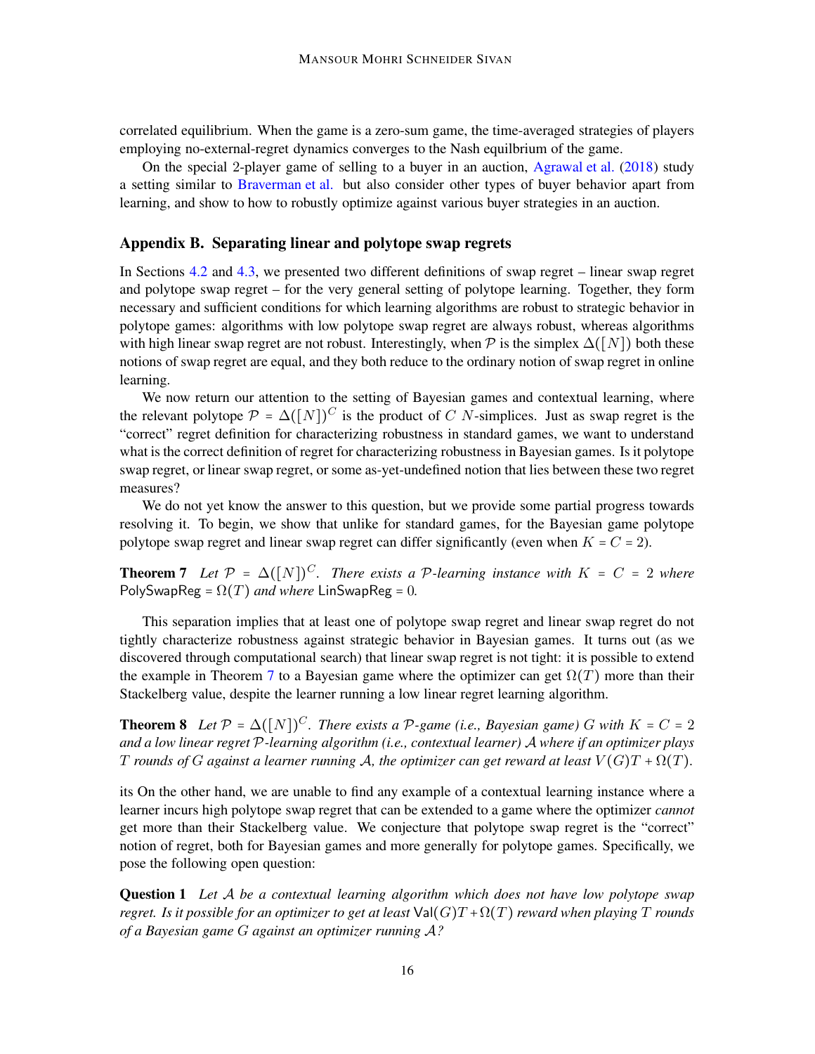correlated equilibrium. When the game is a zero-sum game, the time-averaged strategies of players employing no-external-regret dynamics converges to the Nash equilbrium of the game.

On the special 2-player game of selling to a buyer in an auction, Agrawal et al. (2018) study a setting similar to Braverman et al. but also consider other types of buyer behavior apart from learning, and show to how to robustly optimize against various buyer strategies in an auction.

## Appendix B. Separating linear and polytope swap regrets

In Sections 4.2 and 4.3, we presented two different definitions of swap regret – linear swap regret and polytope swap regret – for the very general setting of polytope learning. Together, they form necessary and sufficient conditions for which learning algorithms are robust to strategic behavior in polytope games: algorithms with low polytope swap regret are always robust, whereas algorithms with high linear swap regret are not robust. Interestingly, when $\mathcal{P}$ is the simplex $\Delta([N])$ both these notions of swap regret are equal, and they both reduce to the ordinary notion of swap regret in online learning.

We now return our attention to the setting of Bayesian games and contextual learning, where the relevant polytope $\mathcal{P} = \Delta([N])^C$ is the product of $C$ $N$-simplices. Just as swap regret is the "correct" regret definition for characterizing robustness in standard games, we want to understand what is the correct definition of regret for characterizing robustness in Bayesian games. Is it polytope swap regret, or linear swap regret, or some as-yet-undefined notion that lies between these two regret measures?

We do not yet know the answer to this question, but we provide some partial progress towards resolving it. To begin, we show that unlike for standard games, for the Bayesian game polytope polytope swap regret and linear swap regret can differ significantly (even when $K = C = 2$).

**Theorem 7** *Let $\mathcal{P} = \Delta([N])^C$. There exists a $\mathcal{P}$-learning instance with $K = C = 2$ where* $\mathsf{PolySwapReg} = \Omega(T)$ *and where* $\mathsf{LinSwapReg} = 0$*.*

This separation implies that at least one of polytope swap regret and linear swap regret do not tightly characterize robustness against strategic behavior in Bayesian games. It turns out (as we discovered through computational search) that linear swap regret is not tight: it is possible to extend the example in Theorem 7 to a Bayesian game where the optimizer can get $\Omega(T)$ more than their Stackelberg value, despite the learner running a low linear regret learning algorithm.

**Theorem 8** *Let $\mathcal{P} = \Delta([N])^C$. There exists a $\mathcal{P}$-game (i.e., Bayesian game) $G$ with $K = C = 2$ and a low linear regret $\mathcal{P}$-learning algorithm (i.e., contextual learner) $\mathcal{A}$ where if an optimizer plays $T$ rounds of $G$ against a learner running $\mathcal{A}$, the optimizer can get reward at least $V(G)T + \Omega(T)$.*

its On the other hand, we are unable to find any example of a contextual learning instance where a learner incurs high polytope swap regret that can be extended to a game where the optimizer *cannot* get more than their Stackelberg value. We conjecture that polytope swap regret is the "correct" notion of regret, both for Bayesian games and more generally for polytope games. Specifically, we pose the following open question:

**Question 1** *Let $\mathcal{A}$ be a contextual learning algorithm which does not have low polytope swap regret. Is it possible for an optimizer to get at least* $\mathsf{Val}(G)T + \Omega(T)$ *reward when playing $T$ rounds of a Bayesian game $G$ against an optimizer running $\mathcal{A}$?*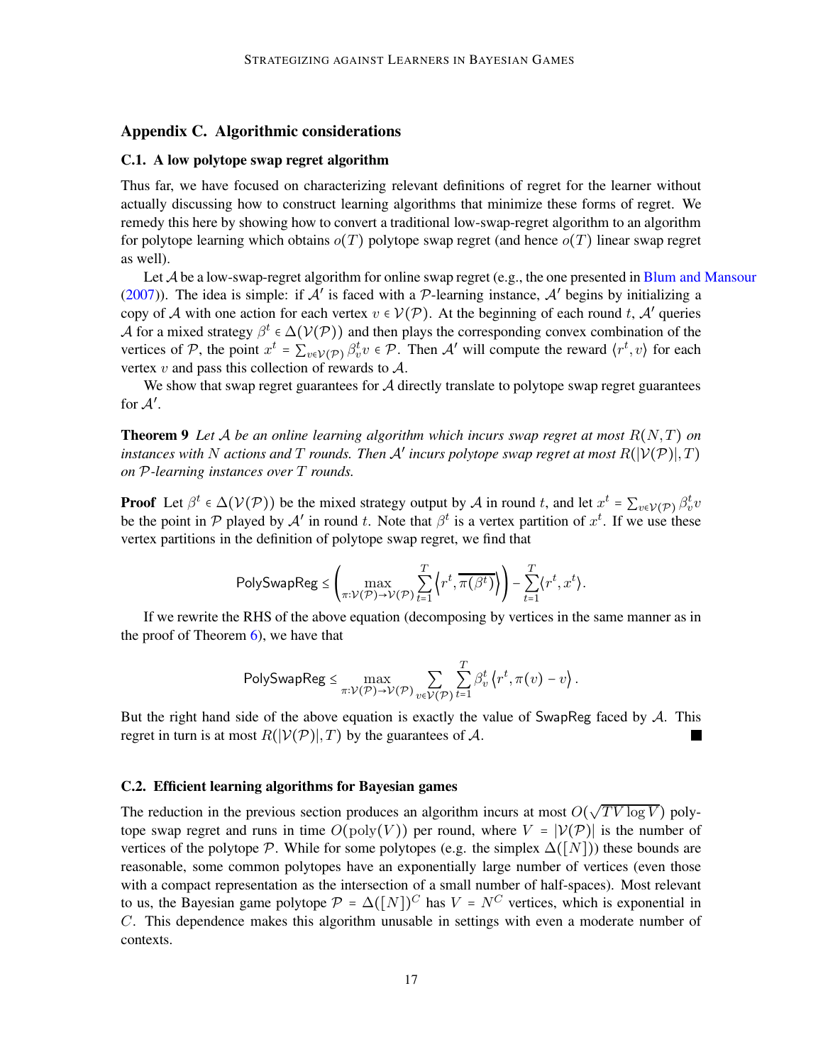## Appendix C. Algorithmic considerations

### C.1. A low polytope swap regret algorithm

Thus far, we have focused on characterizing relevant definitions of regret for the learner without actually discussing how to construct learning algorithms that minimize these forms of regret. We remedy this here by showing how to convert a traditional low-swap-regret algorithm to an algorithm for polytope learning which obtains $o(T)$ polytope swap regret (and hence $o(T)$ linear swap regret as well).

Let $\mathcal{A}$ be a low-swap-regret algorithm for online swap regret (e.g., the one presented in Blum and Mansour (2007)). The idea is simple: if $\mathcal{A}'$ is faced with a $\mathcal{P}$-learning instance, $\mathcal{A}'$ begins by initializing a copy of $\mathcal{A}$ with one action for each vertex $v \in \mathcal{V}(\mathcal{P})$. At the beginning of each round $t$, $\mathcal{A}'$ queries $\mathcal{A}$ for a mixed strategy $\beta^t \in \Delta(\mathcal{V}(\mathcal{P}))$ and then plays the corresponding convex combination of the vertices of $\mathcal{P}$, the point $x^t = \sum_{v \in \mathcal{V}(\mathcal{P})} \beta_v^t v \in \mathcal{P}$. Then $\mathcal{A}'$ will compute the reward $\langle r^t, v \rangle$ for each vertex $v$ and pass this collection of rewards to $\mathcal{A}$.

We show that swap regret guarantees for $\mathcal{A}$ directly translate to polytope swap regret guarantees for $\mathcal{A}'$.

**Theorem 9** *Let $\mathcal{A}$ be an online learning algorithm which incurs swap regret at most $R(N, T)$ on instances with $N$ actions and $T$ rounds. Then $\mathcal{A}'$ incurs polytope swap regret at most $R(|\mathcal{V}(\mathcal{P})|, T)$ on $\mathcal{P}$-learning instances over $T$ rounds.*

**Proof** Let $\beta^t \in \Delta(\mathcal{V}(\mathcal{P}))$ be the mixed strategy output by $\mathcal{A}$ in round $t$, and let $x^t = \sum_{v \in \mathcal{V}(\mathcal{P})} \beta_v^t v$ be the point in $\mathcal{P}$ played by $\mathcal{A}'$ in round $t$. Note that $\beta^t$ is a vertex partition of $x^t$. If we use these vertex partitions in the definition of polytope swap regret, we find that

$$\mathsf{PolySwapReg} \leq \left( \max_{\pi : \mathcal{V}(\mathcal{P}) \to \mathcal{V}(\mathcal{P})} \sum_{t=1}^{T} \left\langle r^t, \overline{\pi(\beta^t)} \right\rangle \right) - \sum_{t=1}^{T} \langle r^t, x^t \rangle.$$

If we rewrite the RHS of the above equation (decomposing by vertices in the same manner as in the proof of Theorem 6), we have that

$$\mathsf{PolySwapReg} \leq \max_{\pi : \mathcal{V}(\mathcal{P}) \to \mathcal{V}(\mathcal{P})} \sum_{v \in \mathcal{V}(\mathcal{P})} \sum_{t=1}^{T} \beta_v^t \left\langle r^t, \pi(v) - v \right\rangle.$$

But the right hand side of the above equation is exactly the value of $\mathsf{SwapReg}$ faced by $\mathcal{A}$. This regret in turn is at most $R(|\mathcal{V}(\mathcal{P})|, T)$ by the guarantees of $\mathcal{A}$. ∎

### C.2. Efficient learning algorithms for Bayesian games

The reduction in the previous section produces an algorithm incurs at most $O(\sqrt{TV \log V})$ polytope swap regret and runs in time $O(\text{poly}(V))$ per round, where $V = |\mathcal{V}(\mathcal{P})|$ is the number of vertices of the polytope $\mathcal{P}$. While for some polytopes (e.g. the simplex $\Delta([N])$) these bounds are reasonable, some common polytopes have an exponentially large number of vertices (even those with a compact representation as the intersection of a small number of half-spaces). Most relevant to us, the Bayesian game polytope $\mathcal{P} = \Delta([N])^C$ has $V = N^C$ vertices, which is exponential in $C$. This dependence makes this algorithm unusable in settings with even a moderate number of contexts.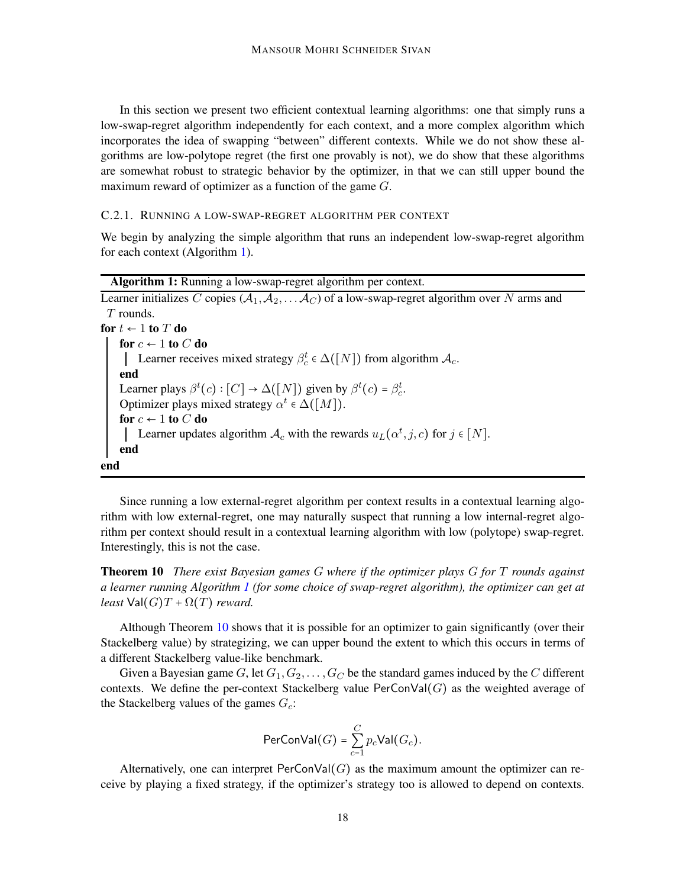In this section we present two efficient contextual learning algorithms: one that simply runs a low-swap-regret algorithm independently for each context, and a more complex algorithm which incorporates the idea of swapping "between" different contexts. While we do not show these algorithms are low-polytope regret (the first one provably is not), we do show that these algorithms are somewhat robust to strategic behavior by the optimizer, in that we can still upper bound the maximum reward of optimizer as a function of the game $G$.

### C.2.1. Running a low-swap-regret algorithm per context

We begin by analyzing the simple algorithm that runs an independent low-swap-regret algorithm for each context (Algorithm 1).

---

**Algorithm 1:** Running a low-swap-regret algorithm per context.

---

Learner initializes $C$ copies $(\mathcal{A}_1, \mathcal{A}_2, \dots \mathcal{A}_C)$ of a low-swap-regret algorithm over $N$ arms and $T$ rounds.

**for** $t \leftarrow 1$ **to** $T$ **do**
- **for** $c \leftarrow 1$ **to** $C$ **do**
  - Learner receives mixed strategy $\beta_c^t \in \Delta([N])$ from algorithm $\mathcal{A}_c$.
- **end**
- Learner plays $\beta^t(c) : [C] \to \Delta([N])$ given by $\beta^t(c) = \beta_c^t$.
- Optimizer plays mixed strategy $\alpha^t \in \Delta([M])$.
- **for** $c \leftarrow 1$ **to** $C$ **do**
  - Learner updates algorithm $\mathcal{A}_c$ with the rewards $u_L(\alpha^t, j, c)$ for $j \in [N]$.
- **end**

**end**

---

Since running a low external-regret algorithm per context results in a contextual learning algorithm with low external-regret, one may naturally suspect that running a low internal-regret algorithm per context should result in a contextual learning algorithm with low (polytope) swap-regret. Interestingly, this is not the case.

**Theorem 10** *There exist Bayesian games $G$ where if the optimizer plays $G$ for $T$ rounds against a learner running Algorithm 1 (for some choice of swap-regret algorithm), the optimizer can get at least $\mathsf{Val}(G)T + \Omega(T)$ reward.*

Although Theorem 10 shows that it is possible for an optimizer to gain significantly (over their Stackelberg value) by strategizing, we can upper bound the extent to which this occurs in terms of a different Stackelberg value-like benchmark.

Given a Bayesian game $G$, let $G_1, G_2, \dots, G_C$ be the standard games induced by the $C$ different contexts. We define the per-context Stackelberg value $\mathsf{PerConVal}(G)$ as the weighted average of the Stackelberg values of the games $G_c$:

$$\mathsf{PerConVal}(G) = \sum_{c=1}^{C} p_c \mathsf{Val}(G_c).$$

Alternatively, one can interpret $\mathsf{PerConVal}(G)$ as the maximum amount the optimizer can receive by playing a fixed strategy, if the optimizer's strategy too is allowed to depend on contexts.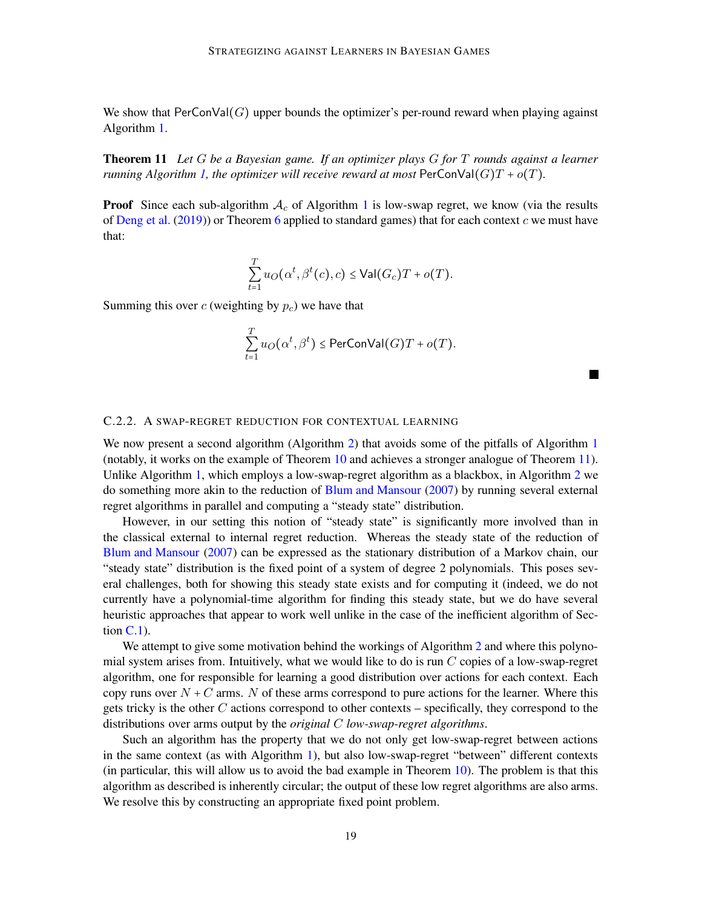We show that $\mathsf{PerConVal}(G)$ upper bounds the optimizer's per-round reward when playing against Algorithm 1.

**Theorem 11** *Let $G$ be a Bayesian game. If an optimizer plays $G$ for $T$ rounds against a learner running Algorithm 1, the optimizer will receive reward at most $\mathsf{PerConVal}(G)T + o(T)$.*

**Proof** Since each sub-algorithm $\mathcal{A}_c$ of Algorithm 1 is low-swap regret, we know (via the results of Deng et al. (2019)) or Theorem 6 applied to standard games) that for each context $c$ we must have that:

$$\sum_{t=1}^{T} u_O(\alpha^t, \beta^t(c), c) \leq \mathsf{Val}(G_c)T + o(T).$$

Summing this over $c$ (weighting by $p_c$) we have that

$$\sum_{t=1}^{T} u_O(\alpha^t, \beta^t) \leq \mathsf{PerConVal}(G)T + o(T).$$

■

### C.2.2. A swap-regret reduction for contextual learning

We now present a second algorithm (Algorithm 2) that avoids some of the pitfalls of Algorithm 1 (notably, it works on the example of Theorem 10 and achieves a stronger analogue of Theorem 11). Unlike Algorithm 1, which employs a low-swap-regret algorithm as a blackbox, in Algorithm 2 we do something more akin to the reduction of Blum and Mansour (2007) by running several external regret algorithms in parallel and computing a "steady state" distribution.

However, in our setting this notion of "steady state" is significantly more involved than in the classical external to internal regret reduction. Whereas the steady state of the reduction of Blum and Mansour (2007) can be expressed as the stationary distribution of a Markov chain, our "steady state" distribution is the fixed point of a system of degree 2 polynomials. This poses several challenges, both for showing this steady state exists and for computing it (indeed, we do not currently have a polynomial-time algorithm for finding this steady state, but we do have several heuristic approaches that appear to work well unlike in the case of the inefficient algorithm of Section C.1).

We attempt to give some motivation behind the workings of Algorithm 2 and where this polynomial system arises from. Intuitively, what we would like to do is run $C$ copies of a low-swap-regret algorithm, one for responsible for learning a good distribution over actions for each context. Each copy runs over $N + C$ arms. $N$ of these arms correspond to pure actions for the learner. Where this gets tricky is the other $C$ actions correspond to other contexts – specifically, they correspond to the distributions over arms output by the *original $C$ low-swap-regret algorithms*.

Such an algorithm has the property that we do not only get low-swap-regret between actions in the same context (as with Algorithm 1), but also low-swap-regret "between" different contexts (in particular, this will allow us to avoid the bad example in Theorem 10). The problem is that this algorithm as described is inherently circular; the output of these low regret algorithms are also arms. We resolve this by constructing an appropriate fixed point problem.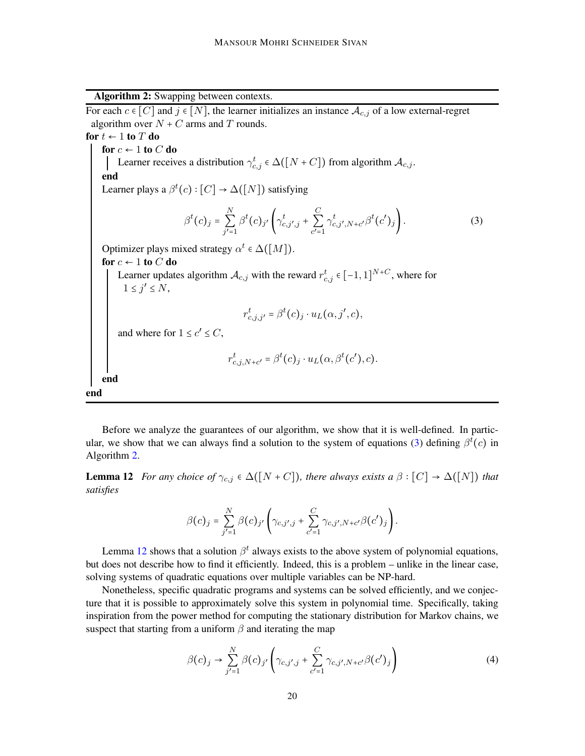**Algorithm 2:** Swapping between contexts.

For each $c \in [C]$ and $j \in [N]$, the learner initializes an instance $\mathcal{A}_{c,j}$ of a low external-regret algorithm over $N + C$ arms and $T$ rounds.

**for** $t \leftarrow 1$ **to** $T$ **do**

  **for** $c \leftarrow 1$ **to** $C$ **do**

    Learner receives a distribution $\gamma^t_{c,j} \in \Delta([N + C])$ from algorithm $\mathcal{A}_{c,j}$.

  **end**

  Learner plays a $\beta^t(c) : [C] \to \Delta([N])$ satisfying

$$\beta^t(c)_j = \sum_{j'=1}^{N} \beta^t(c)_{j'} \left( \gamma^t_{c,j',j} + \sum_{c'=1}^{C} \gamma^t_{c,j',N+c'} \beta^t(c')_j \right). \tag{3}$$

  Optimizer plays mixed strategy $\alpha^t \in \Delta([M])$.

  **for** $c \leftarrow 1$ **to** $C$ **do**

    Learner updates algorithm $\mathcal{A}_{c,j}$ with the reward $r^t_{c,j} \in [-1, 1]^{N+C}$, where for $1 \le j' \le N$,

$$r^t_{c,j,j'} = \beta^t(c)_j \cdot u_L(\alpha, j', c),$$

    and where for $1 \le c' \le C$,

$$r^t_{c,j,N+c'} = \beta^t(c)_j \cdot u_L(\alpha, \beta^t(c'), c).$$

  **end**

**end**

Before we analyze the guarantees of our algorithm, we show that it is well-defined. In particular, we show that we can always find a solution to the system of equations (3) defining $\beta^t(c)$ in Algorithm 2.

**Lemma 12** *For any choice of $\gamma_{c,j} \in \Delta([N + C])$, there always exists a $\beta : [C] \to \Delta([N])$ that satisfies*

$$\beta(c)_j = \sum_{j'=1}^{N} \beta(c)_{j'} \left( \gamma_{c,j',j} + \sum_{c'=1}^{C} \gamma_{c,j',N+c'} \beta(c')_j \right).$$

Lemma 12 shows that a solution $\beta^t$ always exists to the above system of polynomial equations, but does not describe how to find it efficiently. Indeed, this is a problem – unlike in the linear case, solving systems of quadratic equations over multiple variables can be NP-hard.

Nonetheless, specific quadratic programs and systems can be solved efficiently, and we conjecture that it is possible to approximately solve this system in polynomial time. Specifically, taking inspiration from the power method for computing the stationary distribution for Markov chains, we suspect that starting from a uniform $\beta$ and iterating the map

$$\beta(c)_j \to \sum_{j'=1}^{N} \beta(c)_{j'} \left( \gamma_{c,j',j} + \sum_{c'=1}^{C} \gamma_{c,j',N+c'} \beta(c')_j \right) \tag{4}$$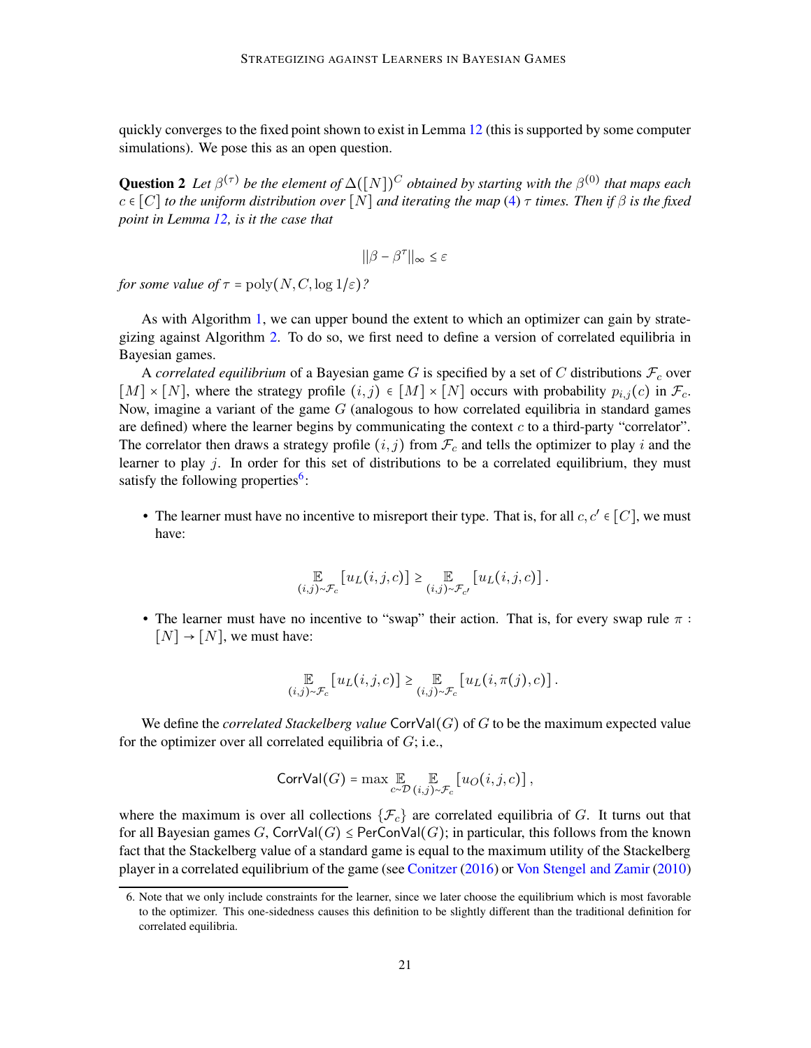quickly converges to the fixed point shown to exist in Lemma 12 (this is supported by some computer simulations). We pose this as an open question.

**Question 2** *Let $\beta^{(\tau)}$ be the element of $\Delta([N])^C$ obtained by starting with the $\beta^{(0)}$ that maps each $c \in [C]$ to the uniform distribution over $[N]$ and iterating the map (4) $\tau$ times. Then if $\beta$ is the fixed point in Lemma 12, is it the case that*

$$||\beta - \beta^{\tau}||_{\infty} \leq \varepsilon$$

*for some value of $\tau = \text{poly}(N, C, \log 1/\varepsilon)$?*

As with Algorithm 1, we can upper bound the extent to which an optimizer can gain by strategizing against Algorithm 2. To do so, we first need to define a version of correlated equilibria in Bayesian games.

A *correlated equilibrium* of a Bayesian game $G$ is specified by a set of $C$ distributions $\mathcal{F}_c$ over $[M] \times [N]$, where the strategy profile $(i, j) \in [M] \times [N]$ occurs with probability $p_{i,j}(c)$ in $\mathcal{F}_c$. Now, imagine a variant of the game $G$ (analogous to how correlated equilibria in standard games are defined) where the learner begins by communicating the context $c$ to a third-party "correlator". The correlator then draws a strategy profile $(i, j)$ from $\mathcal{F}_c$ and tells the optimizer to play $i$ and the learner to play $j$. In order for this set of distributions to be a correlated equilibrium, they must satisfy the following properties[6]:

- The learner must have no incentive to misreport their type. That is, for all $c, c' \in [C]$, we must have:

$$\mathop{\mathbb{E}}_{(i,j)\sim\mathcal{F}_c}\left[u_L(i, j, c)\right] \geq \mathop{\mathbb{E}}_{(i,j)\sim\mathcal{F}_{c'}}\left[u_L(i, j, c)\right].$$

- The learner must have no incentive to "swap" their action. That is, for every swap rule $\pi : [N] \to [N]$, we must have:

$$\mathop{\mathbb{E}}_{(i,j)\sim\mathcal{F}_c}\left[u_L(i, j, c)\right] \geq \mathop{\mathbb{E}}_{(i,j)\sim\mathcal{F}_c}\left[u_L(i, \pi(j), c)\right].$$

We define the *correlated Stackelberg value* $\mathsf{CorrVal}(G)$ of $G$ to be the maximum expected value for the optimizer over all correlated equilibria of $G$; i.e.,

$$\mathsf{CorrVal}(G) = \max \mathop{\mathbb{E}}_{c\sim\mathcal{D}} \mathop{\mathbb{E}}_{(i,j)\sim\mathcal{F}_c}\left[u_O(i, j, c)\right],$$

where the maximum is over all collections $\{\mathcal{F}_c\}$ are correlated equilibria of $G$. It turns out that for all Bayesian games $G$, $\mathsf{CorrVal}(G) \leq \mathsf{PerConVal}(G)$; in particular, this follows from the known fact that the Stackelberg value of a standard game is equal to the maximum utility of the Stackelberg player in a correlated equilibrium of the game (see Conitzer (2016) or Von Stengel and Zamir (2010)

6. Note that we only include constraints for the learner, since we later choose the equilibrium which is most favorable to the optimizer. This one-sidedness causes this definition to be slightly different than the traditional definition for correlated equilibria.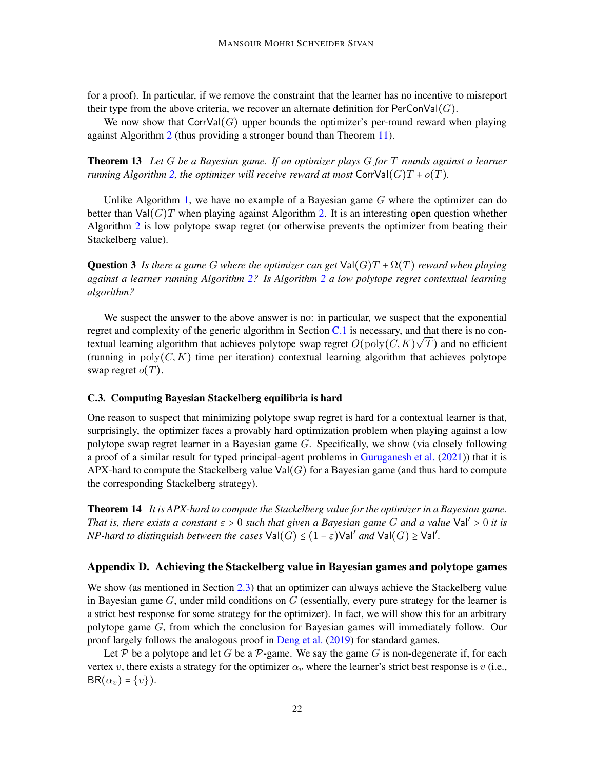for a proof). In particular, if we remove the constraint that the learner has no incentive to misreport their type from the above criteria, we recover an alternate definition for $\mathsf{PerConVal}(G)$.

We now show that $\mathsf{CorrVal}(G)$ upper bounds the optimizer's per-round reward when playing against Algorithm 2 (thus providing a stronger bound than Theorem 11).

**Theorem 13** *Let $G$ be a Bayesian game. If an optimizer plays $G$ for $T$ rounds against a learner running Algorithm 2, the optimizer will receive reward at most $\mathsf{CorrVal}(G)T + o(T)$.*

Unlike Algorithm 1, we have no example of a Bayesian game $G$ where the optimizer can do better than $\mathsf{Val}(G)T$ when playing against Algorithm 2. It is an interesting open question whether Algorithm 2 is low polytope swap regret (or otherwise prevents the optimizer from beating their Stackelberg value).

**Question 3** *Is there a game $G$ where the optimizer can get $\mathsf{Val}(G)T + \Omega(T)$ reward when playing against a learner running Algorithm 2? Is Algorithm 2 a low polytope regret contextual learning algorithm?*

We suspect the answer to the above answer is no: in particular, we suspect that the exponential regret and complexity of the generic algorithm in Section C.1 is necessary, and that there is no contextual learning algorithm that achieves polytope swap regret $O(\mathrm{poly}(C, K)\sqrt{T})$ and no efficient (running in $\mathrm{poly}(C, K)$ time per iteration) contextual learning algorithm that achieves polytope swap regret $o(T)$.

### C.3. Computing Bayesian Stackelberg equilibria is hard

One reason to suspect that minimizing polytope swap regret is hard for a contextual learner is that, surprisingly, the optimizer faces a provably hard optimization problem when playing against a low polytope swap regret learner in a Bayesian game $G$. Specifically, we show (via closely following a proof of a similar result for typed principal-agent problems in Guruganesh et al. (2021)) that it is APX-hard to compute the Stackelberg value $\mathsf{Val}(G)$ for a Bayesian game (and thus hard to compute the corresponding Stackelberg strategy).

**Theorem 14** *It is APX-hard to compute the Stackelberg value for the optimizer in a Bayesian game. That is, there exists a constant $\varepsilon > 0$ such that given a Bayesian game $G$ and a value $\mathsf{Val}' > 0$ it is NP-hard to distinguish between the cases $\mathsf{Val}(G) \le (1 - \varepsilon)\mathsf{Val}'$ and $\mathsf{Val}(G) \ge \mathsf{Val}'$.*

## Appendix D. Achieving the Stackelberg value in Bayesian games and polytope games

We show (as mentioned in Section 2.3) that an optimizer can always achieve the Stackelberg value in Bayesian game $G$, under mild conditions on $G$ (essentially, every pure strategy for the learner is a strict best response for some strategy for the optimizer). In fact, we will show this for an arbitrary polytope game $G$, from which the conclusion for Bayesian games will immediately follow. Our proof largely follows the analogous proof in Deng et al. (2019) for standard games.

Let $\mathcal{P}$ be a polytope and let $G$ be a $\mathcal{P}$-game. We say the game $G$ is non-degenerate if, for each vertex $v$, there exists a strategy for the optimizer $\alpha_v$ where the learner's strict best response is $v$ (i.e., $\mathsf{BR}(\alpha_v) = \{v\}$).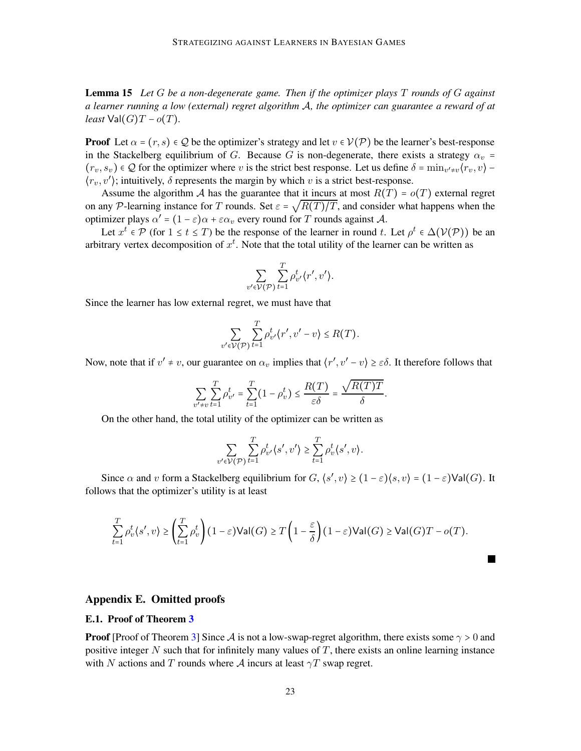**Lemma 15** *Let $G$ be a non-degenerate game. Then if the optimizer plays $T$ rounds of $G$ against a learner running a low (external) regret algorithm $\mathcal{A}$, the optimizer can guarantee a reward of at least $\mathsf{Val}(G)T - o(T)$.*

**Proof** Let $\alpha = (r, s) \in \mathcal{Q}$ be the optimizer's strategy and let $v \in \mathcal{V}(\mathcal{P})$ be the learner's best-response in the Stackelberg equilibrium of $G$. Because $G$ is non-degenerate, there exists a strategy $\alpha_v = (r_v, s_v) \in \mathcal{Q}$ for the optimizer where $v$ is the strict best response. Let us define $\delta = \min_{v' \neq v} \langle r_v, v \rangle - \langle r_v, v' \rangle$; intuitively, $\delta$ represents the margin by which $v$ is a strict best-response.

Assume the algorithm $\mathcal{A}$ has the guarantee that it incurs at most $R(T) = o(T)$ external regret on any $\mathcal{P}$-learning instance for $T$ rounds. Set $\varepsilon = \sqrt{R(T)/T}$, and consider what happens when the optimizer plays $\alpha' = (1 - \varepsilon)\alpha + \varepsilon \alpha_v$ every round for $T$ rounds against $\mathcal{A}$.

Let $x^t \in \mathcal{P}$ (for $1 \leq t \leq T$) be the response of the learner in round $t$. Let $\rho^t \in \Delta(\mathcal{V}(\mathcal{P}))$ be an arbitrary vertex decomposition of $x^t$. Note that the total utility of the learner can be written as

$$\sum_{v' \in \mathcal{V}(\mathcal{P})} \sum_{t=1}^{T} \rho^t_{v'} \langle r', v' \rangle.$$

Since the learner has low external regret, we must have that

$$\sum_{v' \in \mathcal{V}(\mathcal{P})} \sum_{t=1}^{T} \rho^t_{v'} \langle r', v' - v \rangle \leq R(T).$$

Now, note that if $v' \neq v$, our guarantee on $\alpha_v$ implies that $\langle r', v' - v \rangle \geq \varepsilon \delta$. It therefore follows that

$$\sum_{v' \neq v} \sum_{t=1}^{T} \rho^t_{v'} = \sum_{t=1}^{T} (1 - \rho^t_v) \leq \frac{R(T)}{\varepsilon \delta} = \frac{\sqrt{R(T)T}}{\delta}.$$

On the other hand, the total utility of the optimizer can be written as

$$\sum_{v' \in \mathcal{V}(\mathcal{P})} \sum_{t=1}^{T} \rho^t_{v'} \langle s', v' \rangle \geq \sum_{t=1}^{T} \rho^t_v \langle s', v \rangle.$$

Since $\alpha$ and $v$ form a Stackelberg equilibrium for $G$, $\langle s', v \rangle \geq (1 - \varepsilon)\langle s, v \rangle = (1 - \varepsilon)\mathsf{Val}(G)$. It follows that the optimizer's utility is at least

$$\sum_{t=1}^{T} \rho^t_v \langle s', v \rangle \geq \left( \sum_{t=1}^{T} \rho^t_v \right) (1 - \varepsilon)\mathsf{Val}(G) \geq T\left(1 - \frac{\varepsilon}{\delta}\right)(1 - \varepsilon)\mathsf{Val}(G) \geq \mathsf{Val}(G)T - o(T).$$

■

## Appendix E. Omitted proofs

### E.1. Proof of Theorem 3

**Proof** [Proof of Theorem 3] Since $\mathcal{A}$ is not a low-swap-regret algorithm, there exists some $\gamma > 0$ and positive integer $N$ such that for infinitely many values of $T$, there exists an online learning instance with $N$ actions and $T$ rounds where $\mathcal{A}$ incurs at least $\gamma T$ swap regret.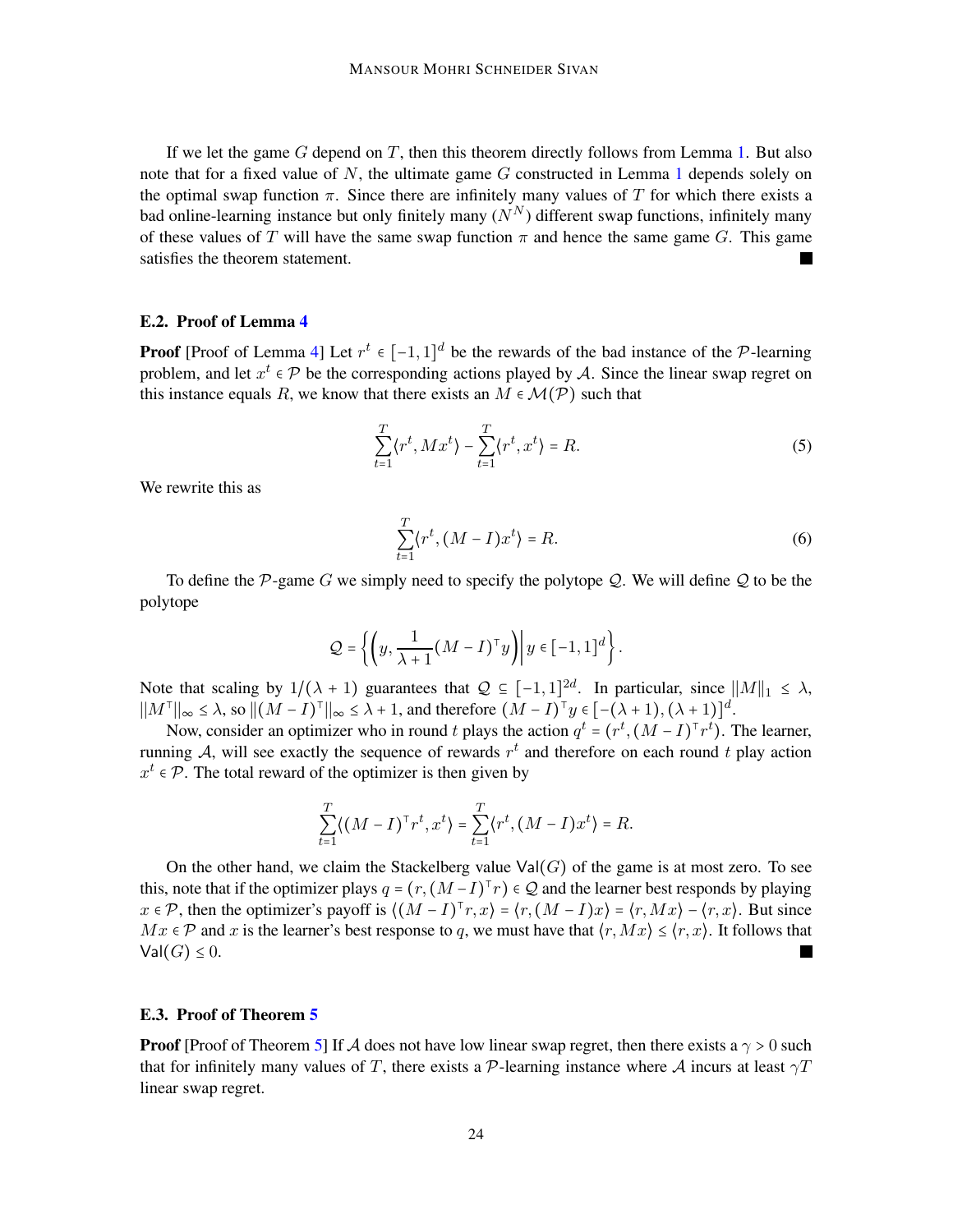If we let the game $G$ depend on $T$, then this theorem directly follows from Lemma 1. But also note that for a fixed value of $N$, the ultimate game $G$ constructed in Lemma 1 depends solely on the optimal swap function $\pi$. Since there are infinitely many values of $T$ for which there exists a bad online-learning instance but only finitely many ($N^N$) different swap functions, infinitely many of these values of $T$ will have the same swap function $\pi$ and hence the same game $G$. This game satisfies the theorem statement. ■

### E.2. Proof of Lemma 4

**Proof** [Proof of Lemma 4] Let $r^t \in [-1, 1]^d$ be the rewards of the bad instance of the $\mathcal{P}$-learning problem, and let $x^t \in \mathcal{P}$ be the corresponding actions played by $\mathcal{A}$. Since the linear swap regret on this instance equals $R$, we know that there exists an $M \in \mathcal{M}(\mathcal{P})$ such that

$$\sum_{t=1}^{T} \langle r^t, Mx^t \rangle - \sum_{t=1}^{T} \langle r^t, x^t \rangle = R. \tag{5}$$

We rewrite this as

$$\sum_{t=1}^{T} \langle r^t, (M - I)x^t \rangle = R. \tag{6}$$

To define the $\mathcal{P}$-game $G$ we simply need to specify the polytope $\mathcal{Q}$. We will define $\mathcal{Q}$ to be the polytope

$$\mathcal{Q} = \left\{ \left( y, \frac{1}{\lambda + 1}(M - I)^\top y \right) \middle| \, y \in [-1, 1]^d \right\}.$$

Note that scaling by $1/(\lambda + 1)$ guarantees that $\mathcal{Q} \subseteq [-1, 1]^{2d}$. In particular, since $||M||_1 \leq \lambda$, $||M^\top||_\infty \leq \lambda$, so $\|(M - I)^\top\|_\infty \leq \lambda + 1$, and therefore $(M - I)^\top y \in [-(\lambda + 1), (\lambda + 1)]^d$.

Now, consider an optimizer who in round $t$ plays the action $q^t = (r^t, (M - I)^\top r^t)$. The learner, running $\mathcal{A}$, will see exactly the sequence of rewards $r^t$ and therefore on each round $t$ play action $x^t \in \mathcal{P}$. The total reward of the optimizer is then given by

$$\sum_{t=1}^{T} \langle (M - I)^\top r^t, x^t \rangle = \sum_{t=1}^{T} \langle r^t, (M - I)x^t \rangle = R.$$

On the other hand, we claim the Stackelberg value $\mathsf{Val}(G)$ of the game is at most zero. To see this, note that if the optimizer plays $q = (r, (M - I)^\top r) \in \mathcal{Q}$ and the learner best responds by playing $x \in \mathcal{P}$, then the optimizer's payoff is $\langle (M - I)^\top r, x \rangle = \langle r, (M - I)x \rangle = \langle r, Mx \rangle - \langle r, x \rangle$. But since $Mx \in \mathcal{P}$ and $x$ is the learner's best response to $q$, we must have that $\langle r, Mx \rangle \leq \langle r, x \rangle$. It follows that $\mathsf{Val}(G) \leq 0$. ■

### E.3. Proof of Theorem 5

**Proof** [Proof of Theorem 5] If $\mathcal{A}$ does not have low linear swap regret, then there exists a $\gamma > 0$ such that for infinitely many values of $T$, there exists a $\mathcal{P}$-learning instance where $\mathcal{A}$ incurs at least $\gamma T$ linear swap regret.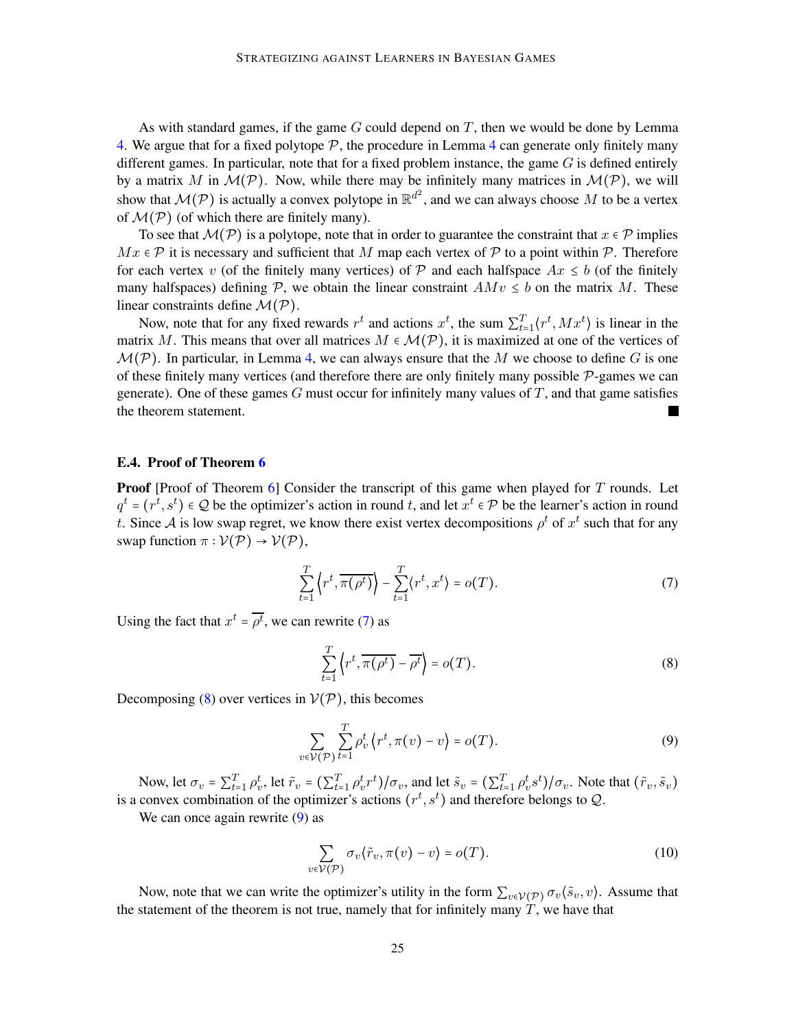As with standard games, if the game $G$ could depend on $T$, then we would be done by Lemma 4. We argue that for a fixed polytope $\mathcal{P}$, the procedure in Lemma 4 can generate only finitely many different games. In particular, note that for a fixed problem instance, the game $G$ is defined entirely by a matrix $M$ in $\mathcal{M}(\mathcal{P})$. Now, while there may be infinitely many matrices in $\mathcal{M}(\mathcal{P})$, we will show that $\mathcal{M}(\mathcal{P})$ is actually a convex polytope in $\mathbb{R}^{d^2}$, and we can always choose $M$ to be a vertex of $\mathcal{M}(\mathcal{P})$ (of which there are finitely many).

To see that $\mathcal{M}(\mathcal{P})$ is a polytope, note that in order to guarantee the constraint that $x \in \mathcal{P}$ implies $Mx \in \mathcal{P}$ it is necessary and sufficient that $M$ map each vertex of $\mathcal{P}$ to a point within $\mathcal{P}$. Therefore for each vertex $v$ (of the finitely many vertices) of $\mathcal{P}$ and each halfspace $Ax \le b$ (of the finitely many halfspaces) defining $\mathcal{P}$, we obtain the linear constraint $AMv \le b$ on the matrix $M$. These linear constraints define $\mathcal{M}(\mathcal{P})$.

Now, note that for any fixed rewards $r^t$ and actions $x^t$, the sum $\sum_{t=1}^{T}\langle r^t, Mx^t\rangle$ is linear in the matrix $M$. This means that over all matrices $M \in \mathcal{M}(\mathcal{P})$, it is maximized at one of the vertices of $\mathcal{M}(\mathcal{P})$. In particular, in Lemma 4, we can always ensure that the $M$ we choose to define $G$ is one of these finitely many vertices (and therefore there are only finitely many possible $\mathcal{P}$-games we can generate). One of these games $G$ must occur for infinitely many values of $T$, and that game satisfies the theorem statement. ■

### E.4. Proof of Theorem 6

**Proof** [Proof of Theorem 6] Consider the transcript of this game when played for $T$ rounds. Let $q^t = (r^t, s^t) \in \mathcal{Q}$ be the optimizer's action in round $t$, and let $x^t \in \mathcal{P}$ be the learner's action in round $t$. Since $\mathcal{A}$ is low swap regret, we know there exist vertex decompositions $\rho^t$ of $x^t$ such that for any swap function $\pi : \mathcal{V}(\mathcal{P}) \to \mathcal{V}(\mathcal{P})$,

$$\sum_{t=1}^{T}\left\langle r^t, \overline{\pi(\rho^t)}\right\rangle - \sum_{t=1}^{T}\langle r^t, x^t\rangle = o(T). \tag{7}$$

Using the fact that $x^t = \overline{\rho^t}$, we can rewrite (7) as

$$\sum_{t=1}^{T}\left\langle r^t, \overline{\pi(\rho^t)} - \overline{\rho^t}\right\rangle = o(T). \tag{8}$$

Decomposing (8) over vertices in $\mathcal{V}(\mathcal{P})$, this becomes

$$\sum_{v\in\mathcal{V}(\mathcal{P})}\sum_{t=1}^{T}\rho_v^t\left\langle r^t, \pi(v) - v\right\rangle = o(T). \tag{9}$$

Now, let $\sigma_v = \sum_{t=1}^{T}\rho_v^t$, let $\tilde{r}_v = (\sum_{t=1}^{T}\rho_v^t r^t)/\sigma_v$, and let $\tilde{s}_v = (\sum_{t=1}^{T}\rho_v^t s^t)/\sigma_v$. Note that $(\tilde{r}_v, \tilde{s}_v)$ is a convex combination of the optimizer's actions $(r^t, s^t)$ and therefore belongs to $\mathcal{Q}$.

We can once again rewrite (9) as

$$\sum_{v\in\mathcal{V}(\mathcal{P})}\sigma_v\langle\tilde{r}_v, \pi(v) - v\rangle = o(T). \tag{10}$$

Now, note that we can write the optimizer's utility in the form $\sum_{v\in\mathcal{V}(\mathcal{P})}\sigma_v\langle\tilde{s}_v, v\rangle$. Assume that the statement of the theorem is not true, namely that for infinitely many $T$, we have that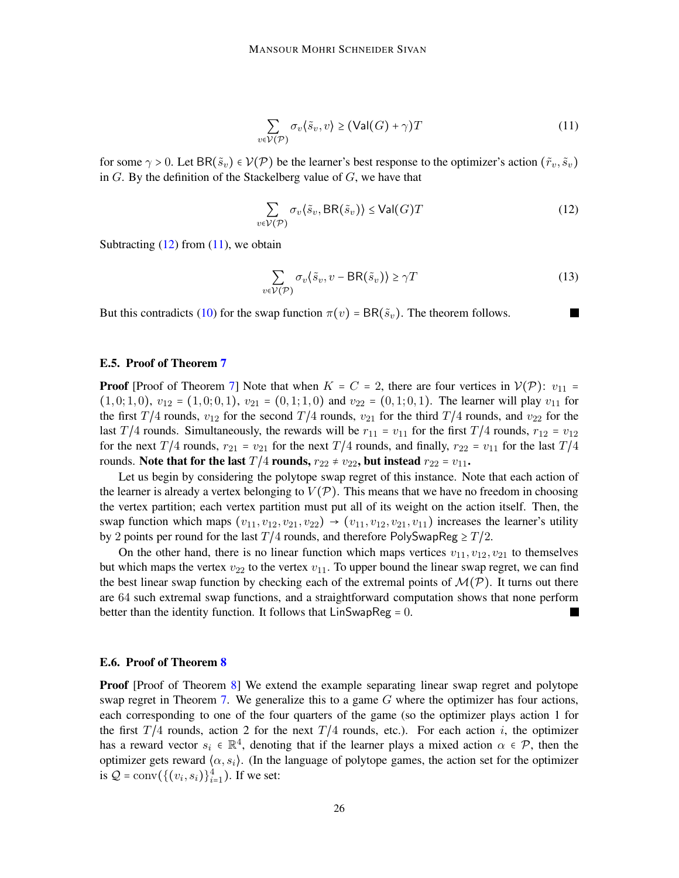$$\sum_{v \in \mathcal{V}(\mathcal{P})} \sigma_v \langle \tilde{s}_v, v \rangle \geq (\mathsf{Val}(G) + \gamma) T \tag{11}$$

for some $\gamma > 0$. Let $\mathsf{BR}(\tilde{s}_v) \in \mathcal{V}(\mathcal{P})$ be the learner's best response to the optimizer's action $(\tilde{r}_v, \tilde{s}_v)$ in $G$. By the definition of the Stackelberg value of $G$, we have that

$$\sum_{v \in \mathcal{V}(\mathcal{P})} \sigma_v \langle \tilde{s}_v, \mathsf{BR}(\tilde{s}_v) \rangle \leq \mathsf{Val}(G) T \tag{12}$$

Subtracting (12) from (11), we obtain

$$\sum_{v \in \mathcal{V}(\mathcal{P})} \sigma_v \langle \tilde{s}_v, v - \mathsf{BR}(\tilde{s}_v) \rangle \geq \gamma T \tag{13}$$

But this contradicts (10) for the swap function $\pi(v) = \mathsf{BR}(\tilde{s}_v)$. The theorem follows. ∎

### E.5. Proof of Theorem 7

**Proof** [Proof of Theorem 7] Note that when $K = C = 2$, there are four vertices in $\mathcal{V}(\mathcal{P})$: $v_{11} = (1, 0; 1, 0)$, $v_{12} = (1, 0; 0, 1)$, $v_{21} = (0, 1; 1, 0)$ and $v_{22} = (0, 1; 0, 1)$. The learner will play $v_{11}$ for the first $T/4$ rounds, $v_{12}$ for the second $T/4$ rounds, $v_{21}$ for the third $T/4$ rounds, and $v_{22}$ for the last $T/4$ rounds. Simultaneously, the rewards will be $r_{11} = v_{11}$ for the first $T/4$ rounds, $r_{12} = v_{12}$ for the next $T/4$ rounds, $r_{21} = v_{21}$ for the next $T/4$ rounds, and finally, $r_{22} = v_{11}$ for the last $T/4$ rounds. **Note that for the last $T/4$ rounds, $r_{22} \neq v_{22}$, but instead $r_{22} = v_{11}$.**

Let us begin by considering the polytope swap regret of this instance. Note that each action of the learner is already a vertex belonging to $V(\mathcal{P})$. This means that we have no freedom in choosing the vertex partition; each vertex partition must put all of its weight on the action itself. Then, the swap function which maps $(v_{11}, v_{12}, v_{21}, v_{22}) \to (v_{11}, v_{12}, v_{21}, v_{11})$ increases the learner's utility by 2 points per round for the last $T/4$ rounds, and therefore $\mathsf{PolySwapReg} \geq T/2$.

On the other hand, there is no linear function which maps vertices $v_{11}, v_{12}, v_{21}$ to themselves but which maps the vertex $v_{22}$ to the vertex $v_{11}$. To upper bound the linear swap regret, we can find the best linear swap function by checking each of the extremal points of $\mathcal{M}(\mathcal{P})$. It turns out there are 64 such extremal swap functions, and a straightforward computation shows that none perform better than the identity function. It follows that $\mathsf{LinSwapReg} = 0$. ∎

### E.6. Proof of Theorem 8

**Proof** [Proof of Theorem 8] We extend the example separating linear swap regret and polytope swap regret in Theorem 7. We generalize this to a game $G$ where the optimizer has four actions, each corresponding to one of the four quarters of the game (so the optimizer plays action 1 for the first $T/4$ rounds, action 2 for the next $T/4$ rounds, etc.). For each action $i$, the optimizer has a reward vector $s_i \in \mathbb{R}^4$, denoting that if the learner plays a mixed action $\alpha \in \mathcal{P}$, then the optimizer gets reward $\langle \alpha, s_i \rangle$. (In the language of polytope games, the action set for the optimizer is $\mathcal{Q} = \mathrm{conv}(\{(v_i, s_i)\}_{i=1}^{4})$. If we set: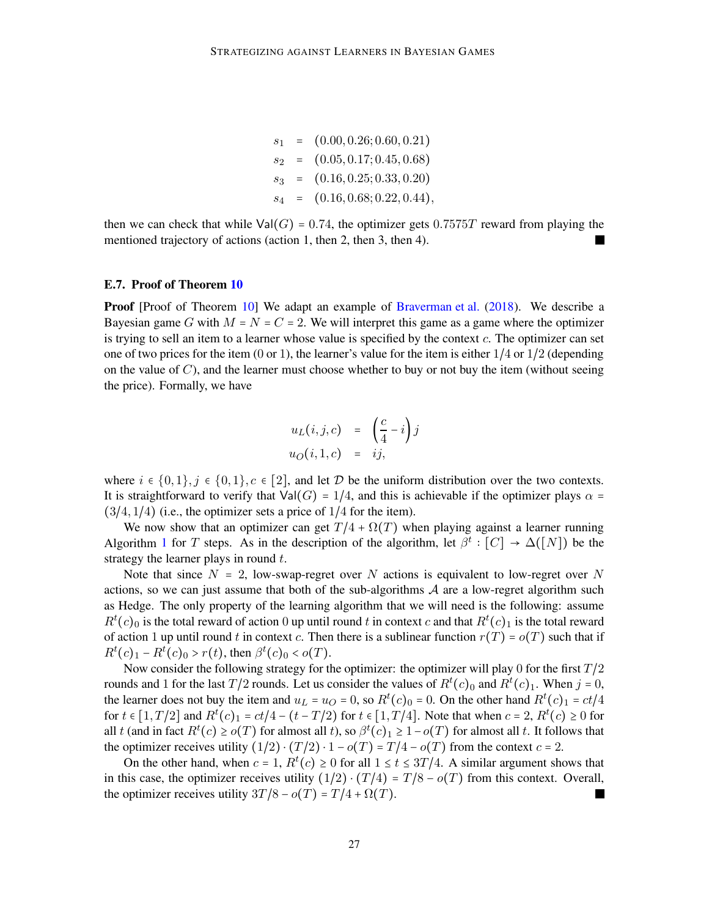$$
\begin{aligned}
s_1 &= (0.00, 0.26; 0.60, 0.21) \\
s_2 &= (0.05, 0.17; 0.45, 0.68) \\
s_3 &= (0.16, 0.25; 0.33, 0.20) \\
s_4 &= (0.16, 0.68; 0.22, 0.44),
\end{aligned}
$$

then we can check that while $\mathsf{Val}(G) = 0.74$, the optimizer gets $0.7575T$ reward from playing the mentioned trajectory of actions (action 1, then 2, then 3, then 4). ■

### E.7. Proof of Theorem 10

**Proof** [Proof of Theorem 10] We adapt an example of Braverman et al. (2018). We describe a Bayesian game $G$ with $M = N = C = 2$. We will interpret this game as a game where the optimizer is trying to sell an item to a learner whose value is specified by the context $c$. The optimizer can set one of two prices for the item (0 or 1), the learner's value for the item is either $1/4$ or $1/2$ (depending on the value of $C$), and the learner must choose whether to buy or not buy the item (without seeing the price). Formally, we have

$$
\begin{aligned}
u_L(i, j, c) &= \left(\frac{c}{4} - i\right) j \\
u_O(i, 1, c) &= ij,
\end{aligned}
$$

where $i \in \{0, 1\}, j \in \{0, 1\}, c \in [2]$, and let $\mathcal{D}$ be the uniform distribution over the two contexts. It is straightforward to verify that $\mathsf{Val}(G) = 1/4$, and this is achievable if the optimizer plays $\alpha = (3/4, 1/4)$ (i.e., the optimizer sets a price of $1/4$ for the item).

We now show that an optimizer can get $T/4 + \Omega(T)$ when playing against a learner running Algorithm 1 for $T$ steps. As in the description of the algorithm, let $\beta^t : [C] \to \Delta([N])$ be the strategy the learner plays in round $t$.

Note that since $N = 2$, low-swap-regret over $N$ actions is equivalent to low-regret over $N$ actions, so we can just assume that both of the sub-algorithms $\mathcal{A}$ are a low-regret algorithm such as Hedge. The only property of the learning algorithm that we will need is the following: assume $R^t(c)_0$ is the total reward of action 0 up until round $t$ in context $c$ and that $R^t(c)_1$ is the total reward of action 1 up until round $t$ in context $c$. Then there is a sublinear function $r(T) = o(T)$ such that if $R^t(c)_1 - R^t(c)_0 > r(t)$, then $\beta^t(c)_0 < o(T)$.

Now consider the following strategy for the optimizer: the optimizer will play 0 for the first $T/2$ rounds and 1 for the last $T/2$ rounds. Let us consider the values of $R^t(c)_0$ and $R^t(c)_1$. When $j = 0$, the learner does not buy the item and $u_L = u_O = 0$, so $R^t(c)_0 = 0$. On the other hand $R^t(c)_1 = ct/4$ for $t \in [1, T/2]$ and $R^t(c)_1 = ct/4 - (t - T/2)$ for $t \in [1, T/4]$. Note that when $c = 2$, $R^t(c) \geq 0$ for all $t$ (and in fact $R^t(c) \geq o(T)$ for almost all $t$), so $\beta^t(c)_1 \geq 1 - o(T)$ for almost all $t$. It follows that the optimizer receives utility $(1/2) \cdot (T/2) \cdot 1 - o(T) = T/4 - o(T)$ from the context $c = 2$.

On the other hand, when $c = 1$, $R^t(c) \geq 0$ for all $1 \leq t \leq 3T/4$. A similar argument shows that in this case, the optimizer receives utility $(1/2) \cdot (T/4) = T/8 - o(T)$ from this context. Overall, the optimizer receives utility $3T/8 - o(T) = T/4 + \Omega(T)$. ■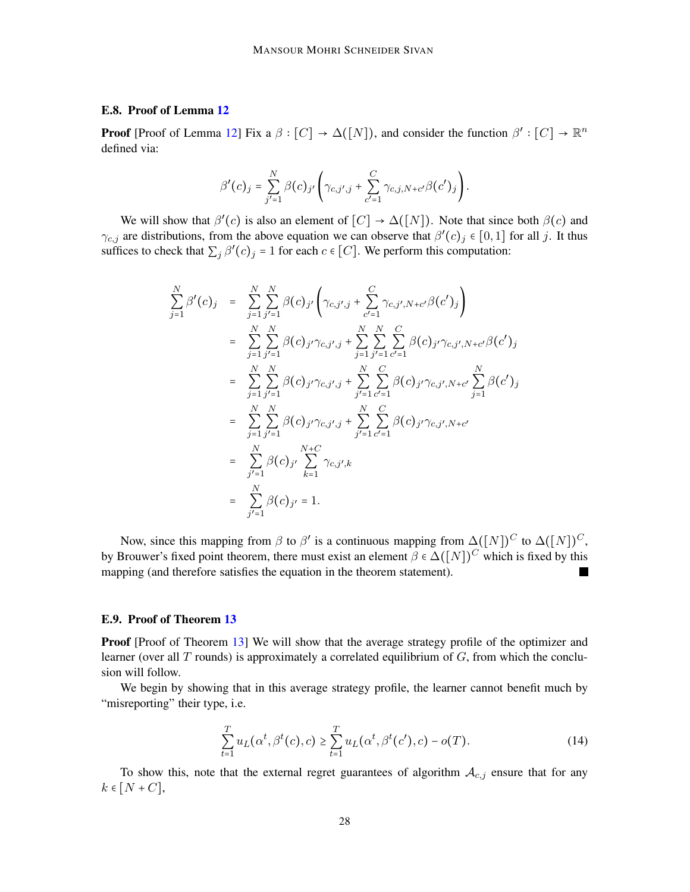### E.8. Proof of Lemma 12

**Proof** [Proof of Lemma 12] Fix a $\beta : [C] \to \Delta([N])$, and consider the function $\beta' : [C] \to \mathbb{R}^n$ defined via:

$$\beta'(c)_j = \sum_{j'=1}^{N} \beta(c)_{j'} \left( \gamma_{c,j',j} + \sum_{c'=1}^{C} \gamma_{c,j,N+c'} \beta(c')_j \right).$$

We will show that $\beta'(c)$ is also an element of $[C] \to \Delta([N])$. Note that since both $\beta(c)$ and $\gamma_{c,j}$ are distributions, from the above equation we can observe that $\beta'(c)_j \in [0,1]$ for all $j$. It thus suffices to check that $\sum_j \beta'(c)_j = 1$ for each $c \in [C]$. We perform this computation:

$$\begin{aligned}
\sum_{j=1}^{N} \beta'(c)_j &= \sum_{j=1}^{N} \sum_{j'=1}^{N} \beta(c)_{j'} \left( \gamma_{c,j',j} + \sum_{c'=1}^{C} \gamma_{c,j',N+c'} \beta(c')_j \right) \\
&= \sum_{j=1}^{N} \sum_{j'=1}^{N} \beta(c)_{j'} \gamma_{c,j',j} + \sum_{j=1}^{N} \sum_{j'=1}^{N} \sum_{c'=1}^{C} \beta(c)_{j'} \gamma_{c,j',N+c'} \beta(c')_j \\
&= \sum_{j=1}^{N} \sum_{j'=1}^{N} \beta(c)_{j'} \gamma_{c,j',j} + \sum_{j'=1}^{N} \sum_{c'=1}^{C} \beta(c)_{j'} \gamma_{c,j',N+c'} \sum_{j=1}^{N} \beta(c')_j \\
&= \sum_{j=1}^{N} \sum_{j'=1}^{N} \beta(c)_{j'} \gamma_{c,j',j} + \sum_{j'=1}^{N} \sum_{c'=1}^{C} \beta(c)_{j'} \gamma_{c,j',N+c'} \\
&= \sum_{j'=1}^{N} \beta(c)_{j'} \sum_{k=1}^{N+C} \gamma_{c,j',k} \\
&= \sum_{j'=1}^{N} \beta(c)_{j'} = 1.
\end{aligned}$$

Now, since this mapping from $\beta$ to $\beta'$ is a continuous mapping from $\Delta([N])^C$ to $\Delta([N])^C$, by Brouwer's fixed point theorem, there must exist an element $\beta \in \Delta([N])^C$ which is fixed by this mapping (and therefore satisfies the equation in the theorem statement). ■

### E.9. Proof of Theorem 13

**Proof** [Proof of Theorem 13] We will show that the average strategy profile of the optimizer and learner (over all $T$ rounds) is approximately a correlated equilibrium of $G$, from which the conclusion will follow.

We begin by showing that in this average strategy profile, the learner cannot benefit much by "misreporting" their type, i.e.

$$\sum_{t=1}^{T} u_L(\alpha^t, \beta^t(c), c) \geq \sum_{t=1}^{T} u_L(\alpha^t, \beta^t(c'), c) - o(T). \tag{14}$$

To show this, note that the external regret guarantees of algorithm $\mathcal{A}_{c,j}$ ensure that for any $k \in [N + C]$,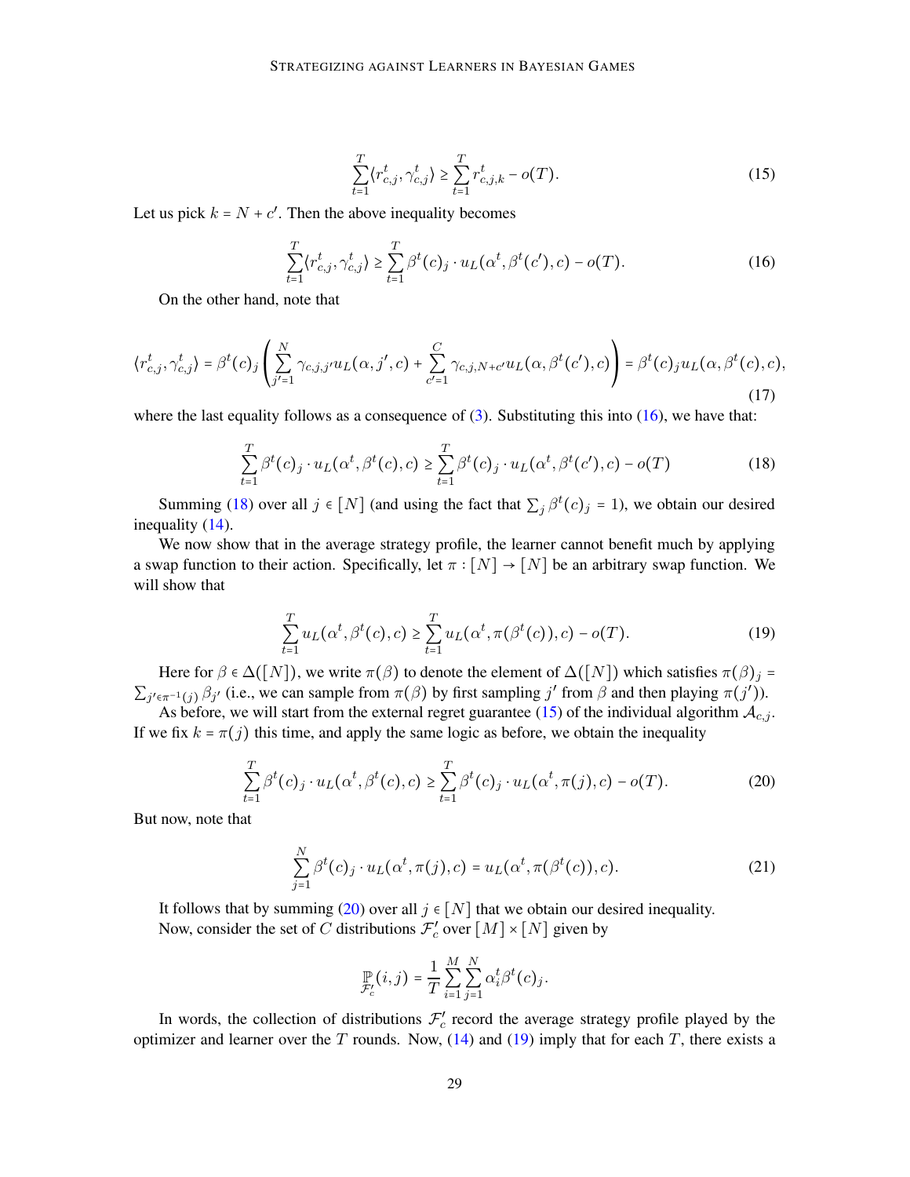$$\sum_{t=1}^{T}\langle r_{c,j}^t, \gamma_{c,j}^t\rangle \geq \sum_{t=1}^{T} r_{c,j,k}^t - o(T). \tag{15}$$

Let us pick $k = N + c'$. Then the above inequality becomes

$$\sum_{t=1}^{T}\langle r_{c,j}^t, \gamma_{c,j}^t\rangle \geq \sum_{t=1}^{T} \beta^t(c)_j \cdot u_L(\alpha^t, \beta^t(c'), c) - o(T). \tag{16}$$

On the other hand, note that

$$\langle r_{c,j}^t, \gamma_{c,j}^t\rangle = \beta^t(c)_j \left(\sum_{j'=1}^{N} \gamma_{c,j,j'} u_L(\alpha, j', c) + \sum_{c'=1}^{C} \gamma_{c,j,N+c'} u_L(\alpha, \beta^t(c'), c)\right) = \beta^t(c)_j u_L(\alpha, \beta^t(c), c), \tag{17}$$

where the last equality follows as a consequence of (3). Substituting this into (16), we have that:

$$\sum_{t=1}^{T} \beta^t(c)_j \cdot u_L(\alpha^t, \beta^t(c), c) \geq \sum_{t=1}^{T} \beta^t(c)_j \cdot u_L(\alpha^t, \beta^t(c'), c) - o(T) \tag{18}$$

Summing (18) over all $j \in [N]$ (and using the fact that $\sum_j \beta^t(c)_j = 1$), we obtain our desired inequality (14).

We now show that in the average strategy profile, the learner cannot benefit much by applying a swap function to their action. Specifically, let $\pi : [N] \to [N]$ be an arbitrary swap function. We will show that

$$\sum_{t=1}^{T} u_L(\alpha^t, \beta^t(c), c) \geq \sum_{t=1}^{T} u_L(\alpha^t, \pi(\beta^t(c)), c) - o(T). \tag{19}$$

Here for $\beta \in \Delta([N])$, we write $\pi(\beta)$ to denote the element of $\Delta([N])$ which satisfies $\pi(\beta)_j = \sum_{j' \in \pi^{-1}(j)} \beta_{j'}$ (i.e., we can sample from $\pi(\beta)$ by first sampling $j'$ from $\beta$ and then playing $\pi(j')$).

As before, we will start from the external regret guarantee (15) of the individual algorithm $\mathcal{A}_{c,j}$. If we fix $k = \pi(j)$ this time, and apply the same logic as before, we obtain the inequality

$$\sum_{t=1}^{T} \beta^t(c)_j \cdot u_L(\alpha^t, \beta^t(c), c) \geq \sum_{t=1}^{T} \beta^t(c)_j \cdot u_L(\alpha^t, \pi(j), c) - o(T). \tag{20}$$

But now, note that

$$\sum_{j=1}^{N} \beta^t(c)_j \cdot u_L(\alpha^t, \pi(j), c) = u_L(\alpha^t, \pi(\beta^t(c)), c). \tag{21}$$

It follows that by summing (20) over all $j \in [N]$ that we obtain our desired inequality.

Now, consider the set of $C$ distributions $\mathcal{F}'_c$ over $[M] \times [N]$ given by

$$\mathbb{P}_{\mathcal{F}'_c}(i, j) = \frac{1}{T}\sum_{i=1}^{M}\sum_{j=1}^{N} \alpha_i^t \beta^t(c)_j.$$

In words, the collection of distributions $\mathcal{F}'_c$ record the average strategy profile played by the optimizer and learner over the $T$ rounds. Now, (14) and (19) imply that for each $T$, there exists a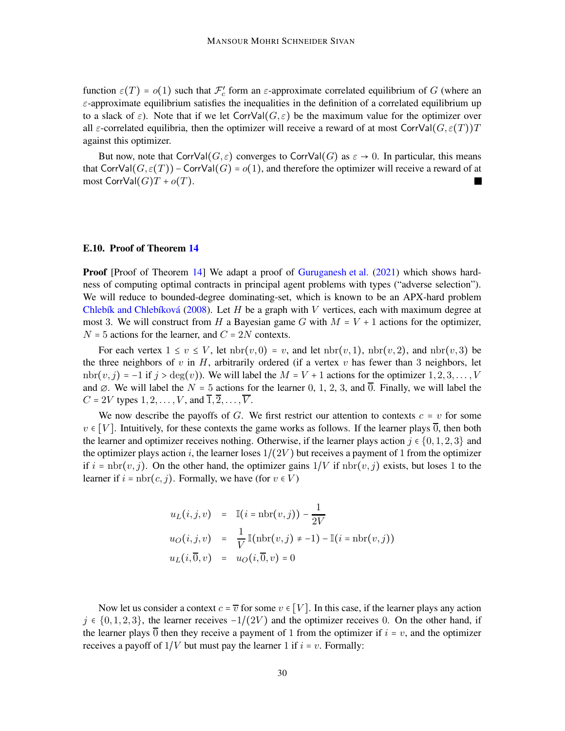function $\varepsilon(T) = o(1)$ such that $\mathcal{F}'_c$ form an $\varepsilon$-approximate correlated equilibrium of $G$ (where an $\varepsilon$-approximate equilibrium satisfies the inequalities in the definition of a correlated equilibrium up to a slack of $\varepsilon$). Note that if we let $\mathsf{CorrVal}(G, \varepsilon)$ be the maximum value for the optimizer over all $\varepsilon$-correlated equilibria, then the optimizer will receive a reward of at most $\mathsf{CorrVal}(G, \varepsilon(T))T$ against this optimizer.

But now, note that $\mathsf{CorrVal}(G, \varepsilon)$ converges to $\mathsf{CorrVal}(G)$ as $\varepsilon \to 0$. In particular, this means that $\mathsf{CorrVal}(G, \varepsilon(T)) - \mathsf{CorrVal}(G) = o(1)$, and therefore the optimizer will receive a reward of at most $\mathsf{CorrVal}(G)T + o(T)$. ∎

### E.10. Proof of Theorem 14

**Proof** [Proof of Theorem 14] We adapt a proof of Guruganesh et al. (2021) which shows hardness of computing optimal contracts in principal agent problems with types ("adverse selection"). We will reduce to bounded-degree dominating-set, which is known to be an APX-hard problem Chlebík and Chlebíková (2008). Let $H$ be a graph with $V$ vertices, each with maximum degree at most 3. We will construct from $H$ a Bayesian game $G$ with $M = V + 1$ actions for the optimizer, $N = 5$ actions for the learner, and $C = 2N$ contexts.

For each vertex $1 \leq v \leq V$, let $\mathrm{nbr}(v, 0) = v$, and let $\mathrm{nbr}(v, 1)$, $\mathrm{nbr}(v, 2)$, and $\mathrm{nbr}(v, 3)$ be the three neighbors of $v$ in $H$, arbitrarily ordered (if a vertex $v$ has fewer than 3 neighbors, let $\mathrm{nbr}(v, j) = -1$ if $j > \deg(v)$). We will label the $M = V + 1$ actions for the optimizer $1, 2, 3, \dots, V$ and $\varnothing$. We will label the $N = 5$ actions for the learner 0, 1, 2, 3, and $\overline{0}$. Finally, we will label the $C = 2V$ types $1, 2, \dots, V$, and $\overline{1}, \overline{2}, \dots, \overline{V}$.

We now describe the payoffs of $G$. We first restrict our attention to contexts $c = v$ for some $v \in [V]$. Intuitively, for these contexts the game works as follows. If the learner plays $\overline{0}$, then both the learner and optimizer receives nothing. Otherwise, if the learner plays action $j \in \{0, 1, 2, 3\}$ and the optimizer plays action $i$, the learner loses $1/(2V)$ but receives a payment of 1 from the optimizer if $i = \mathrm{nbr}(v, j)$. On the other hand, the optimizer gains $1/V$ if $\mathrm{nbr}(v, j)$ exists, but loses 1 to the learner if $i = \mathrm{nbr}(c, j)$. Formally, we have (for $v \in V$)

$$
\begin{aligned}
u_L(i, j, v) &= \mathbb{I}(i = \mathrm{nbr}(v, j)) - \frac{1}{2V} \\
u_O(i, j, v) &= \frac{1}{V}\mathbb{I}(\mathrm{nbr}(v, j) \neq -1) - \mathbb{I}(i = \mathrm{nbr}(v, j)) \\
u_L(i, \overline{0}, v) &= u_O(i, \overline{0}, v) = 0
\end{aligned}
$$

Now let us consider a context $c = \overline{v}$ for some $v \in [V]$. In this case, if the learner plays any action $j \in \{0, 1, 2, 3\}$, the learner receives $-1/(2V)$ and the optimizer receives 0. On the other hand, if the learner plays $\overline{0}$ then they receive a payment of 1 from the optimizer if $i = v$, and the optimizer receives a payoff of $1/V$ but must pay the learner 1 if $i = v$. Formally: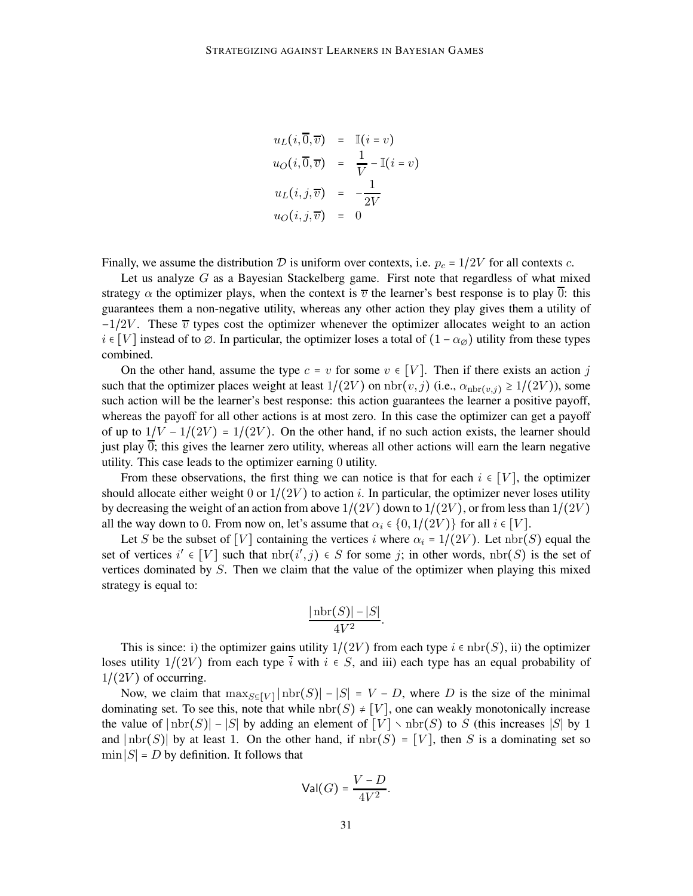$$
\begin{aligned}
u_L(i, \overline{0}, \overline{v}) &= \mathbb{I}(i = v) \\
u_O(i, \overline{0}, \overline{v}) &= \frac{1}{V} - \mathbb{I}(i = v) \\
u_L(i, j, \overline{v}) &= -\frac{1}{2V} \\
u_O(i, j, \overline{v}) &= 0
\end{aligned}
$$

Finally, we assume the distribution $\mathcal{D}$ is uniform over contexts, i.e. $p_c = 1/2V$ for all contexts $c$.

Let us analyze $G$ as a Bayesian Stackelberg game. First note that regardless of what mixed strategy $\alpha$ the optimizer plays, when the context is $\overline{v}$ the learner's best response is to play $\overline{0}$: this guarantees them a non-negative utility, whereas any other action they play gives them a utility of $-1/2V$. These $\overline{v}$ types cost the optimizer whenever the optimizer allocates weight to an action $i \in [V]$ instead of to $\varnothing$. In particular, the optimizer loses a total of $(1 - \alpha_{\varnothing})$ utility from these types combined.

On the other hand, assume the type $c = v$ for some $v \in [V]$. Then if there exists an action $j$ such that the optimizer places weight at least $1/(2V)$ on $\mathrm{nbr}(v, j)$ (i.e., $\alpha_{\mathrm{nbr}(v,j)} \geq 1/(2V)$), some such action will be the learner's best response: this action guarantees the learner a positive payoff, whereas the payoff for all other actions is at most zero. In this case the optimizer can get a payoff of up to $1/V - 1/(2V) = 1/(2V)$. On the other hand, if no such action exists, the learner should just play $\overline{0}$; this gives the learner zero utility, whereas all other actions will earn the learn negative utility. This case leads to the optimizer earning 0 utility.

From these observations, the first thing we can notice is that for each $i \in [V]$, the optimizer should allocate either weight 0 or $1/(2V)$ to action $i$. In particular, the optimizer never loses utility by decreasing the weight of an action from above $1/(2V)$ down to $1/(2V)$, or from less than $1/(2V)$ all the way down to 0. From now on, let's assume that $\alpha_i \in \{0, 1/(2V)\}$ for all $i \in [V]$.

Let $S$ be the subset of $[V]$ containing the vertices $i$ where $\alpha_i = 1/(2V)$. Let $\mathrm{nbr}(S)$ equal the set of vertices $i' \in [V]$ such that $\mathrm{nbr}(i', j) \in S$ for some $j$; in other words, $\mathrm{nbr}(S)$ is the set of vertices dominated by $S$. Then we claim that the value of the optimizer when playing this mixed strategy is equal to:

$$
\frac{|\mathrm{nbr}(S)| - |S|}{4V^2}.
$$

This is since: i) the optimizer gains utility $1/(2V)$ from each type $i \in \mathrm{nbr}(S)$, ii) the optimizer loses utility $1/(2V)$ from each type $\overline{i}$ with $i \in S$, and iii) each type has an equal probability of $1/(2V)$ of occurring.

Now, we claim that $\max_{S \subseteq [V]} |\mathrm{nbr}(S)| - |S| = V - D$, where $D$ is the size of the minimal dominating set. To see this, note that while $\mathrm{nbr}(S) \neq [V]$, one can weakly monotonically increase the value of $|\mathrm{nbr}(S)| - |S|$ by adding an element of $[V] \setminus \mathrm{nbr}(S)$ to $S$ (this increases $|S|$ by 1 and $|\mathrm{nbr}(S)|$ by at least 1. On the other hand, if $\mathrm{nbr}(S) = [V]$, then $S$ is a dominating set so $\min |S| = D$ by definition. It follows that

$$
\mathsf{Val}(G) = \frac{V - D}{4V^2}.
$$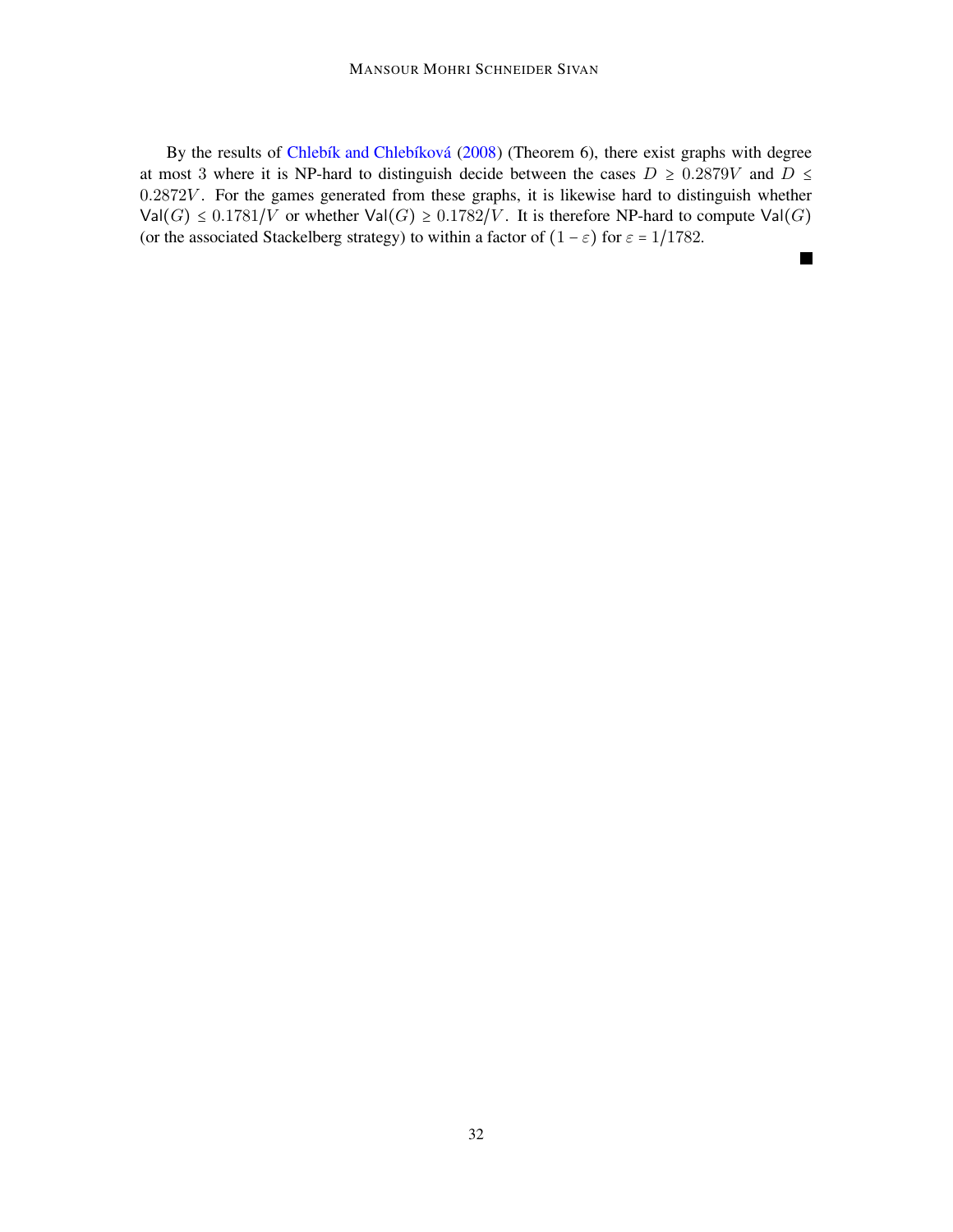By the results of Chlebík and Chlebíková (2008) (Theorem 6), there exist graphs with degree at most 3 where it is NP-hard to distinguish decide between the cases $D \geq 0.2879V$ and $D \leq 0.2872V$. For the games generated from these graphs, it is likewise hard to distinguish whether $\mathsf{Val}(G) \leq 0.1781/V$ or whether $\mathsf{Val}(G) \geq 0.1782/V$. It is therefore NP-hard to compute $\mathsf{Val}(G)$ (or the associated Stackelberg strategy) to within a factor of $(1 - \varepsilon)$ for $\varepsilon = 1/1782$.

■